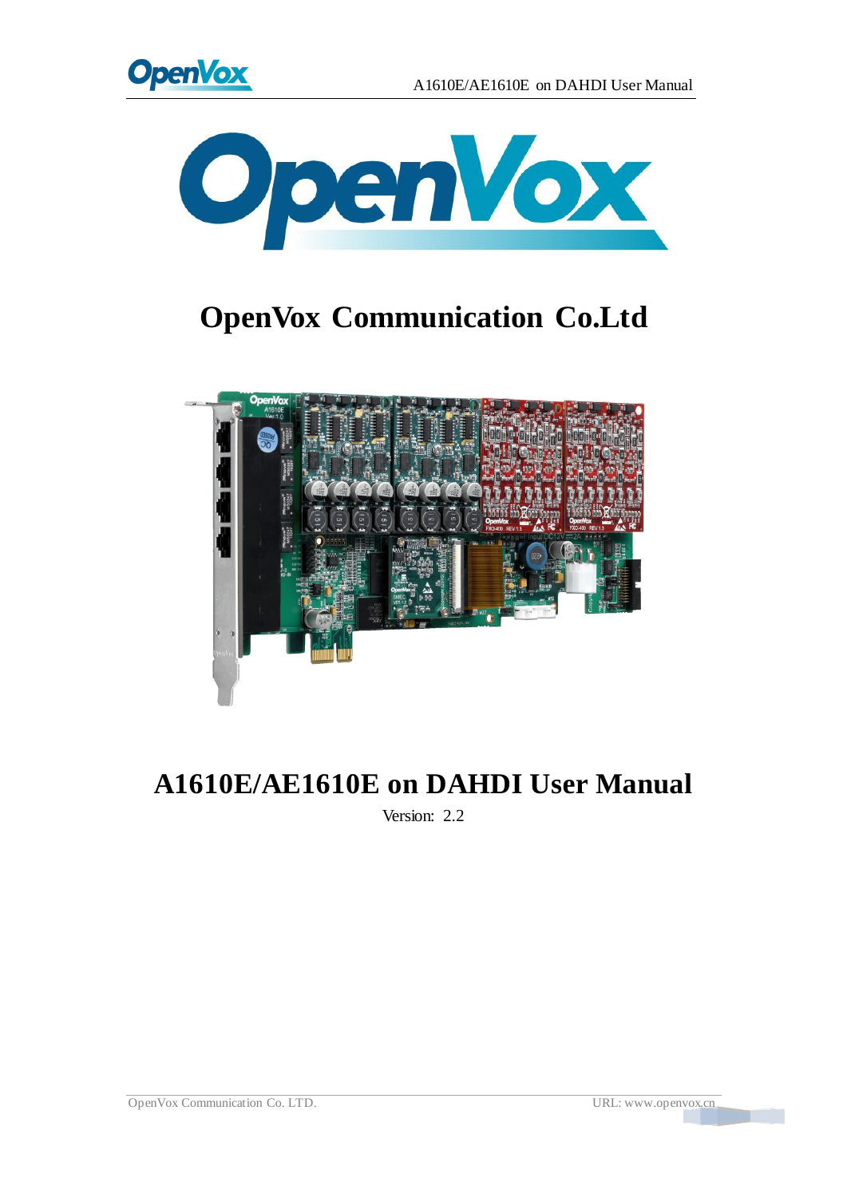# OpenVox Communication Co.Ltd

# A1610E/AE1610E on DAHDI User Manual

Version: 2.2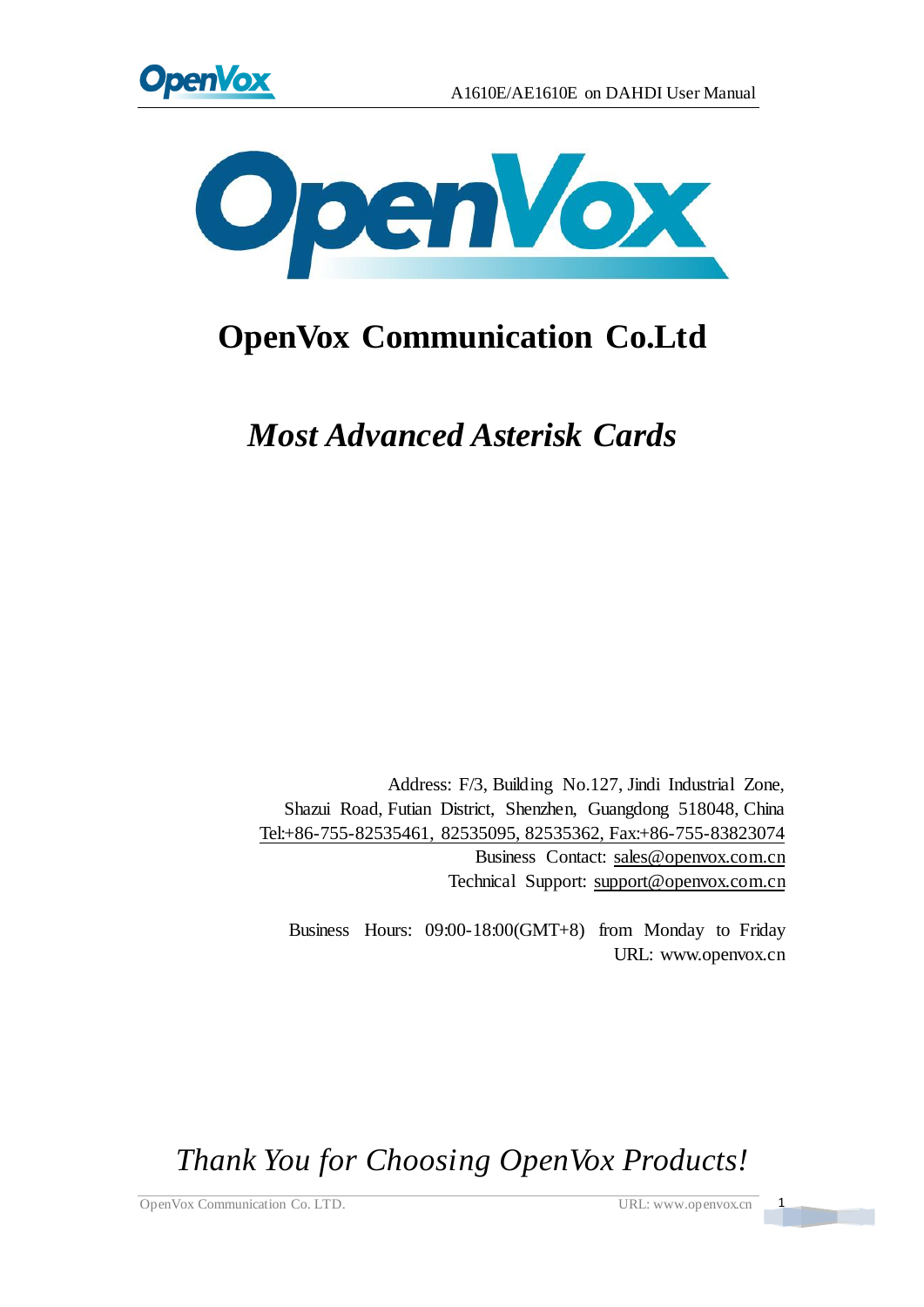# OpenVox Communication Co.Ltd

## *Most Advanced Asterisk Cards*

Address: F/3, Building No.127, Jindi Industrial Zone,
Shazui Road, Futian District, Shenzhen, Guangdong 518048, China
Tel:+86-755-82535461, 82535095, 82535362, Fax:+86-755-83823074
Business Contact: sales@openvox.com.cn
Technical Support: support@openvox.com.cn

Business Hours: 09:00-18:00(GMT+8) from Monday to Friday
URL: www.openvox.cn

*Thank You for Choosing OpenVox Products!*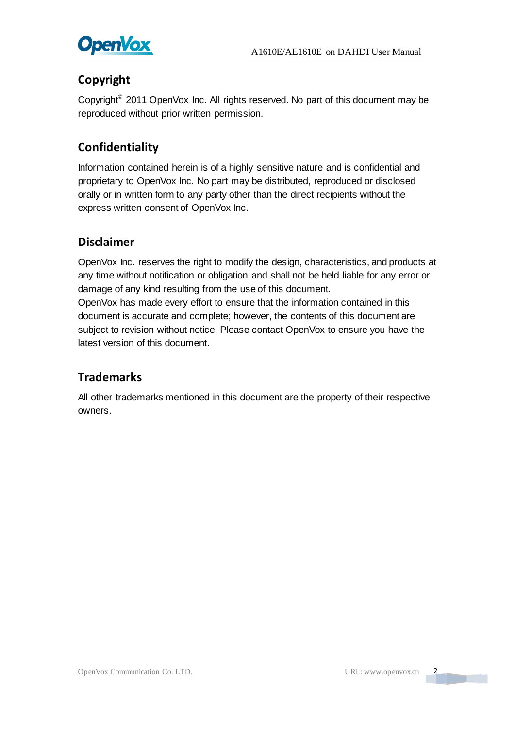## Copyright

Copyright© 2011 OpenVox Inc. All rights reserved. No part of this document may be reproduced without prior written permission.

## Confidentiality

Information contained herein is of a highly sensitive nature and is confidential and proprietary to OpenVox Inc. No part may be distributed, reproduced or disclosed orally or in written form to any party other than the direct recipients without the express written consent of OpenVox Inc.

## Disclaimer

OpenVox Inc. reserves the right to modify the design, characteristics, and products at any time without notification or obligation and shall not be held liable for any error or damage of any kind resulting from the use of this document.

OpenVox has made every effort to ensure that the information contained in this document is accurate and complete; however, the contents of this document are subject to revision without notice. Please contact OpenVox to ensure you have the latest version of this document.

## Trademarks

All other trademarks mentioned in this document are the property of their respective owners.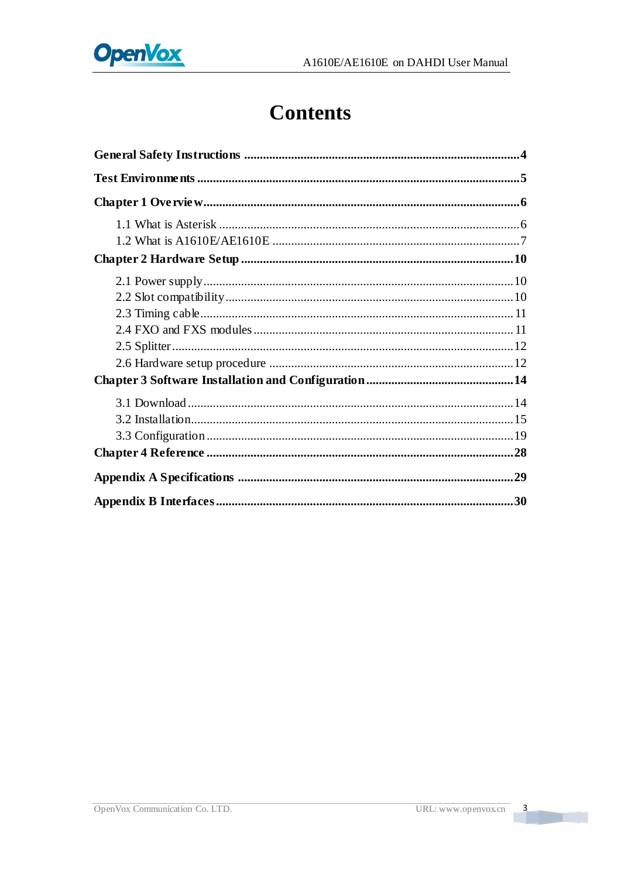# Contents

**General Safety Instructions .......................................................................................4**

**Test Environments .......................................................................................................5**

**Chapter 1 Overview....................................................................................................6**

- 1.1 What is Asterisk ................................................................................................6
- 1.2 What is A1610E/AE1610E ...............................................................................7

**Chapter 2 Hardware Setup ......................................................................................10**

- 2.1 Power supply....................................................................................................10
- 2.2 Slot compatibility.............................................................................................10
- 2.3 Timing cable.................................................................................................... 11
- 2.4 FXO and FXS modules................................................................................... 11
- 2.5 Splitter.............................................................................................................12
- 2.6 Hardware setup procedure ..............................................................................12

**Chapter 3 Software Installation and Configuration ...............................................14**

- 3.1 Download........................................................................................................14
- 3.2 Installation.......................................................................................................15
- 3.3 Configuration..................................................................................................19

**Chapter 4 Reference .................................................................................................28**

**Appendix A Specifications .......................................................................................29**

**Appendix B Interfaces...............................................................................................30**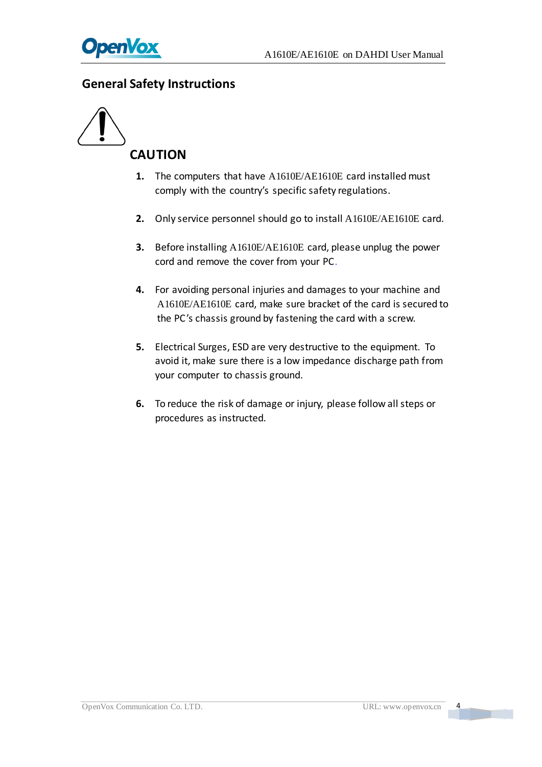## General Safety Instructions

### CAUTION

1. The computers that have A1610E/AE1610E card installed must comply with the country's specific safety regulations.

2. Only service personnel should go to install A1610E/AE1610E card.

3. Before installing A1610E/AE1610E card, please unplug the power cord and remove the cover from your PC.

4. For avoiding personal injuries and damages to your machine and A1610E/AE1610E card, make sure bracket of the card is secured to the PC's chassis ground by fastening the card with a screw.

5. Electrical Surges, ESD are very destructive to the equipment. To avoid it, make sure there is a low impedance discharge path from your computer to chassis ground.

6. To reduce the risk of damage or injury, please follow all steps or procedures as instructed.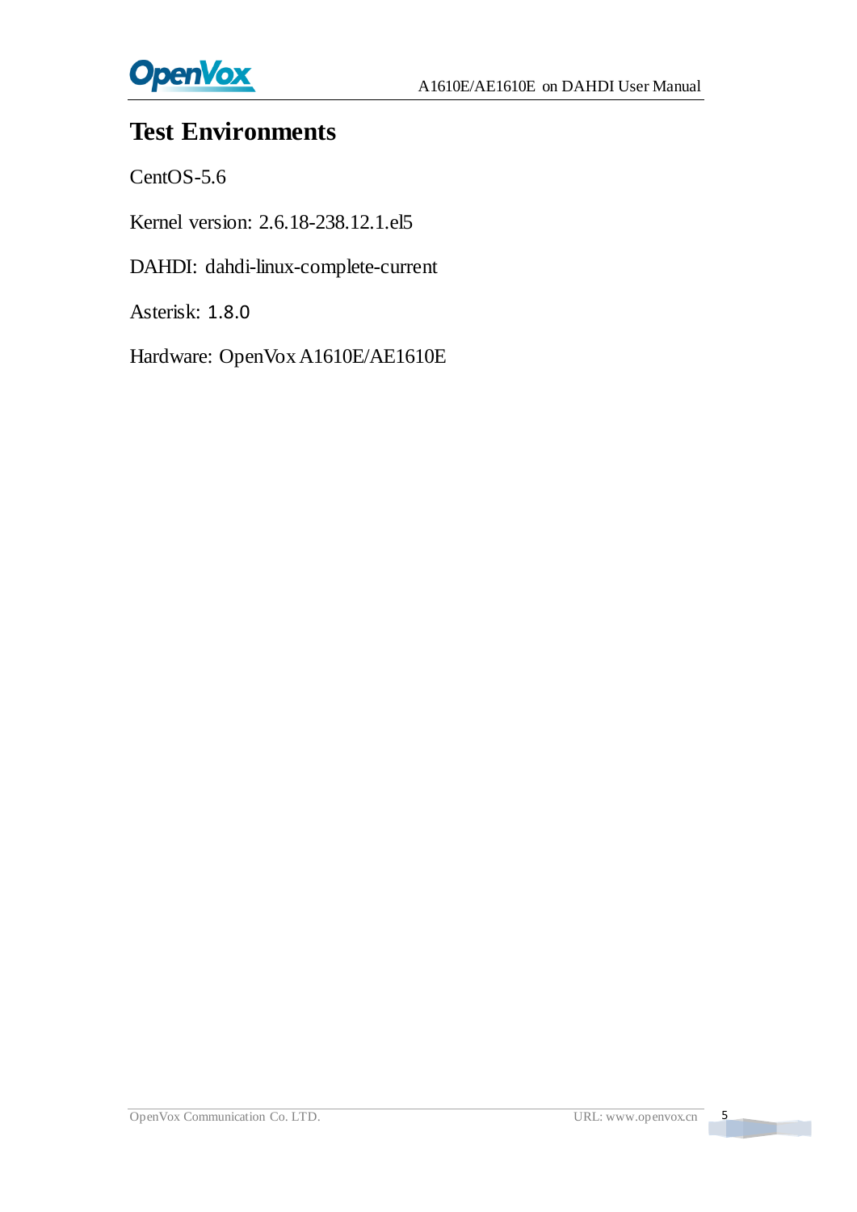# Test Environments

CentOS-5.6

Kernel version: 2.6.18-238.12.1.el5

DAHDI: dahdi-linux-complete-current

Asterisk: 1.8.0

Hardware: OpenVox A1610E/AE1610E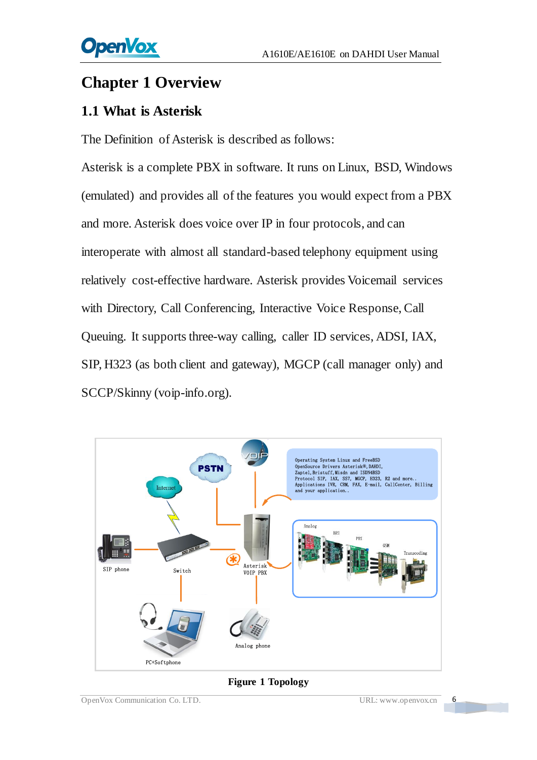# Chapter 1 Overview

## 1.1 What is Asterisk

The Definition of Asterisk is described as follows:

Asterisk is a complete PBX in software. It runs on Linux, BSD, Windows (emulated) and provides all of the features you would expect from a PBX and more. Asterisk does voice over IP in four protocols, and can interoperate with almost all standard-based telephony equipment using relatively cost-effective hardware. Asterisk provides Voicemail services with Directory, Call Conferencing, Interactive Voice Response, Call Queuing. It supports three-way calling, caller ID services, ADSI, IAX, SIP, H323 (as both client and gateway), MGCP (call manager only) and SCCP/Skinny (voip-info.org).

**Figure 1 Topology**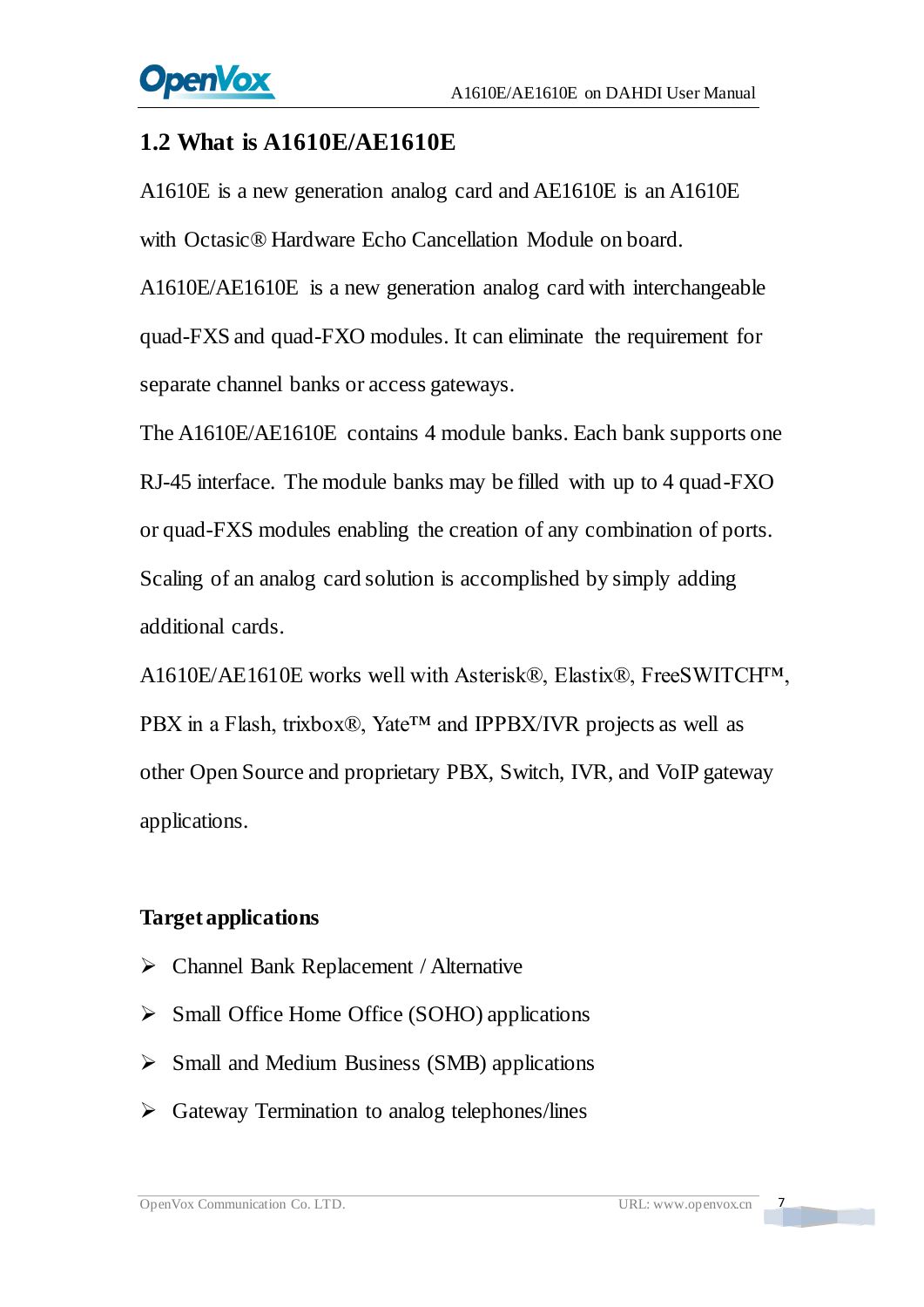## 1.2 What is A1610E/AE1610E

A1610E is a new generation analog card and AE1610E is an A1610E with Octasic® Hardware Echo Cancellation Module on board.

A1610E/AE1610E is a new generation analog card with interchangeable quad-FXS and quad-FXO modules. It can eliminate the requirement for separate channel banks or access gateways.

The A1610E/AE1610E contains 4 module banks. Each bank supports one RJ-45 interface. The module banks may be filled with up to 4 quad-FXO or quad-FXS modules enabling the creation of any combination of ports. Scaling of an analog card solution is accomplished by simply adding additional cards.

A1610E/AE1610E works well with Asterisk®, Elastix®, FreeSWITCH™, PBX in a Flash, trixbox®, Yate™ and IPPBX/IVR projects as well as other Open Source and proprietary PBX, Switch, IVR, and VoIP gateway applications.

**Target applications**

- Channel Bank Replacement / Alternative
- Small Office Home Office (SOHO) applications
- Small and Medium Business (SMB) applications
- Gateway Termination to analog telephones/lines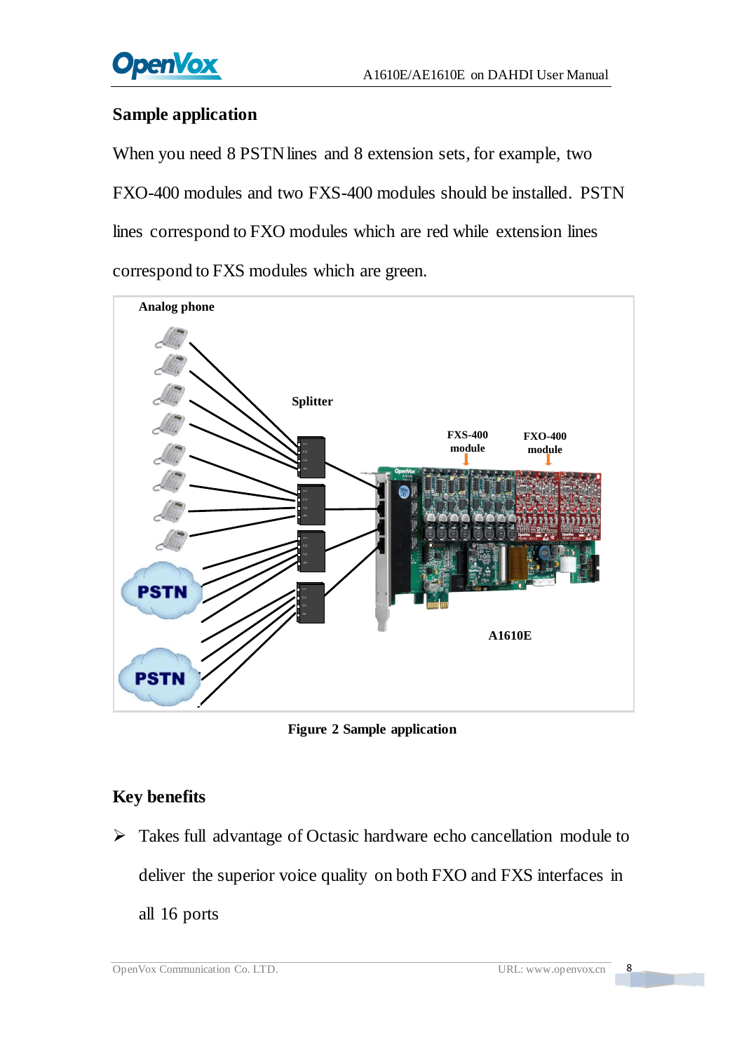## Sample application

When you need 8 PSTN lines and 8 extension sets, for example, two FXO-400 modules and two FXS-400 modules should be installed. PSTN lines correspond to FXO modules which are red while extension lines correspond to FXS modules which are green.

**Figure 2 Sample application**

## Key benefits

- Takes full advantage of Octasic hardware echo cancellation module to deliver the superior voice quality on both FXO and FXS interfaces in all 16 ports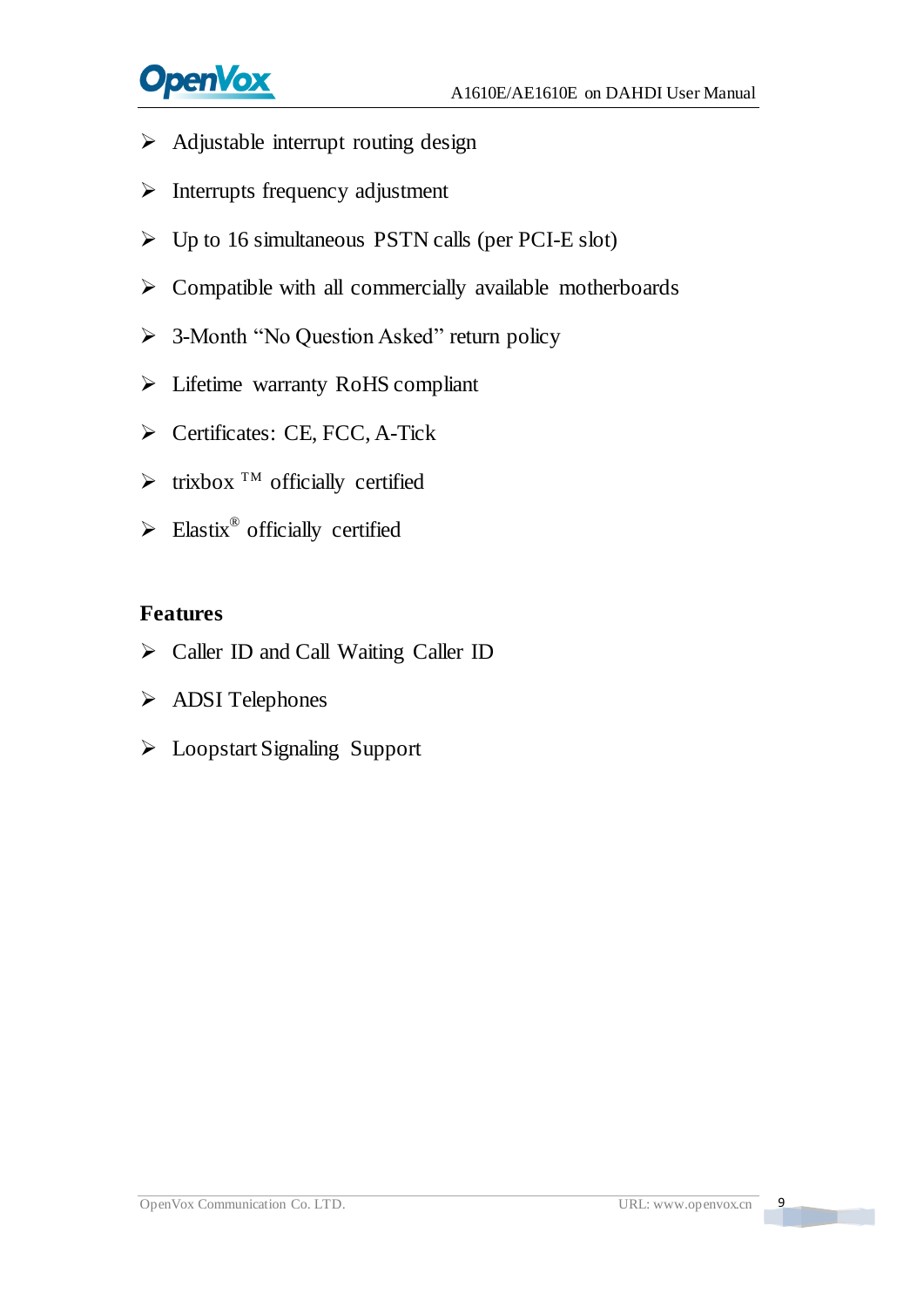- Adjustable interrupt routing design
- Interrupts frequency adjustment
- Up to 16 simultaneous PSTN calls (per PCI-E slot)
- Compatible with all commercially available motherboards
- 3-Month "No Question Asked" return policy
- Lifetime warranty RoHS compliant
- Certificates: CE, FCC, A-Tick
- trixbox ™ officially certified
- Elastix® officially certified

**Features**

- Caller ID and Call Waiting Caller ID
- ADSI Telephones
- Loopstart Signaling Support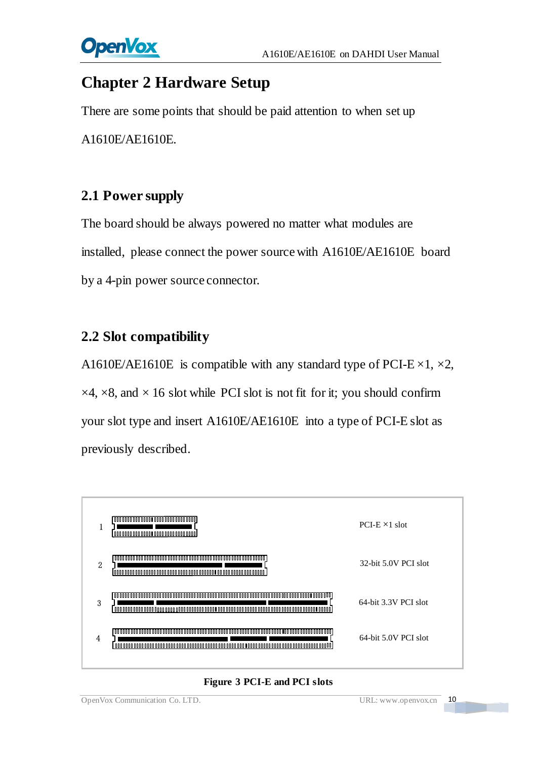# Chapter 2 Hardware Setup

There are some points that should be paid attention to when set up A1610E/AE1610E.

## 2.1 Power supply

The board should be always powered no matter what modules are installed, please connect the power source with A1610E/AE1610E board by a 4-pin power source connector.

## 2.2 Slot compatibility

A1610E/AE1610E is compatible with any standard type of PCI-E ×1, ×2, ×4, ×8, and × 16 slot while PCI slot is not fit for it; you should confirm your slot type and insert A1610E/AE1610E into a type of PCI-E slot as previously described.

1 PCI-E ×1 slot

2 32-bit 5.0V PCI slot

3 64-bit 3.3V PCI slot

4 64-bit 5.0V PCI slot

**Figure 3 PCI-E and PCI slots**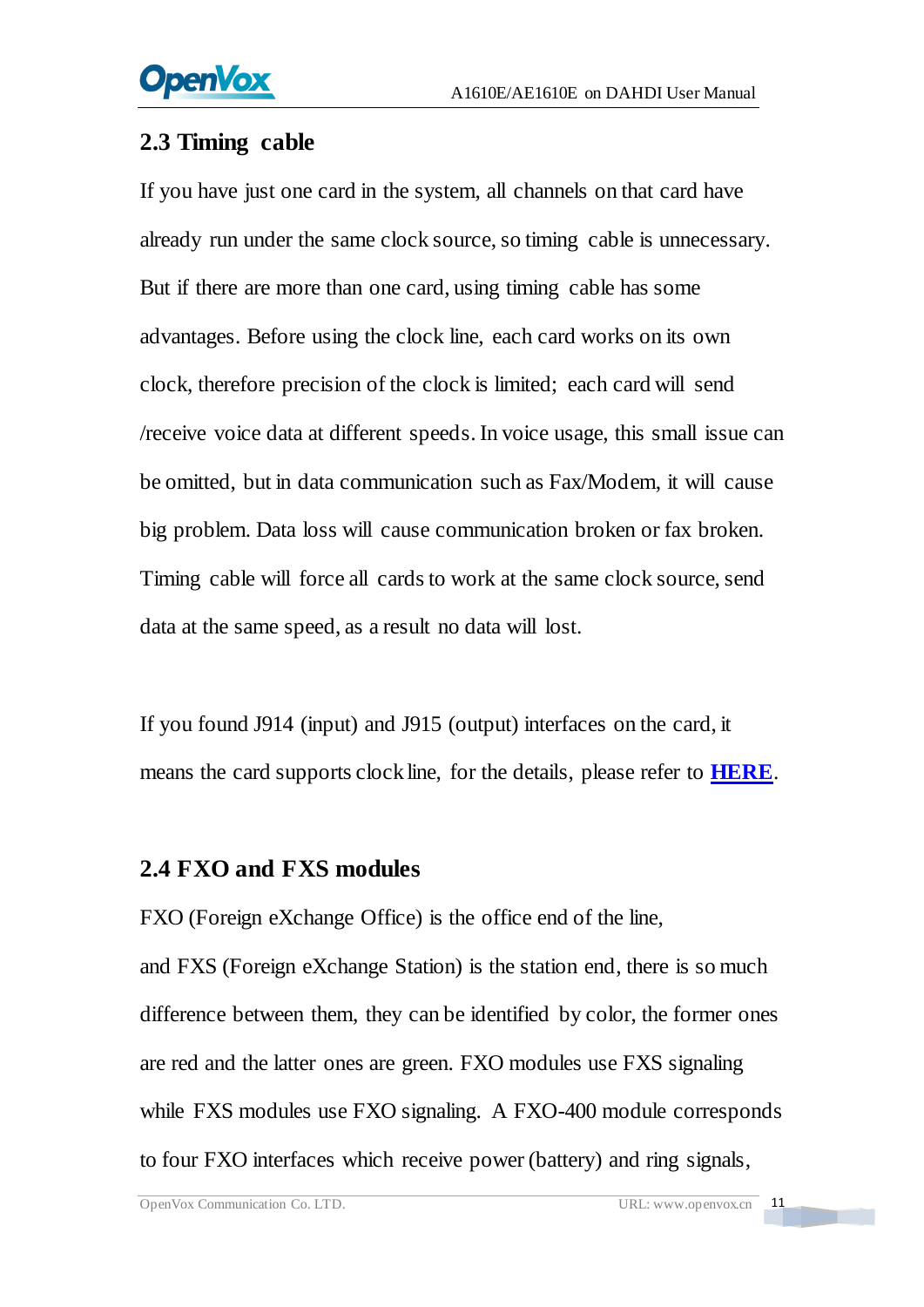## 2.3 Timing cable

If you have just one card in the system, all channels on that card have already run under the same clock source, so timing cable is unnecessary. But if there are more than one card, using timing cable has some advantages. Before using the clock line, each card works on its own clock, therefore precision of the clock is limited; each card will send /receive voice data at different speeds. In voice usage, this small issue can be omitted, but in data communication such as Fax/Modem, it will cause big problem. Data loss will cause communication broken or fax broken. Timing cable will force all cards to work at the same clock source, send data at the same speed, as a result no data will lost.

If you found J914 (input) and J915 (output) interfaces on the card, it means the card supports clock line, for the details, please refer to **HERE**.

## 2.4 FXO and FXS modules

FXO (Foreign eXchange Office) is the office end of the line, and FXS (Foreign eXchange Station) is the station end, there is so much difference between them, they can be identified by color, the former ones are red and the latter ones are green. FXO modules use FXS signaling while FXS modules use FXO signaling. A FXO-400 module corresponds to four FXO interfaces which receive power (battery) and ring signals,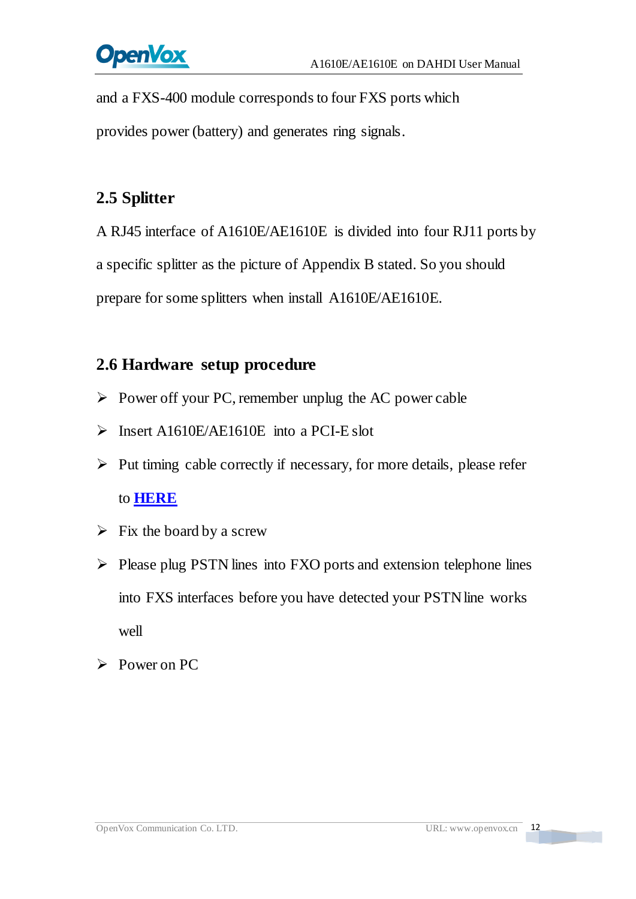and a FXS-400 module corresponds to four FXS ports which provides power (battery) and generates ring signals.

## 2.5 Splitter

A RJ45 interface of A1610E/AE1610E is divided into four RJ11 ports by a specific splitter as the picture of Appendix B stated. So you should prepare for some splitters when install A1610E/AE1610E.

## 2.6 Hardware setup procedure

- Power off your PC, remember unplug the AC power cable
- Insert A1610E/AE1610E into a PCI-E slot
- Put timing cable correctly if necessary, for more details, please refer to **HERE**
- Fix the board by a screw
- Please plug PSTN lines into FXO ports and extension telephone lines into FXS interfaces before you have detected your PSTN line works well
- Power on PC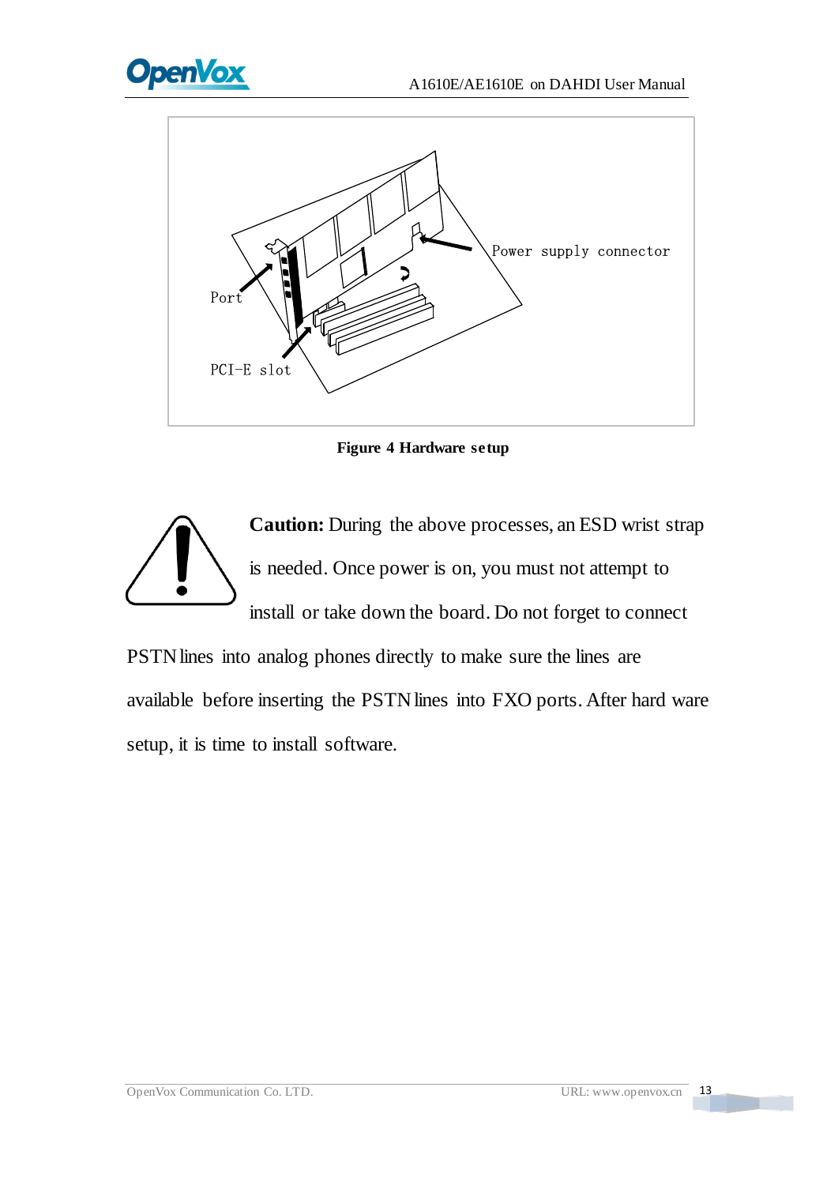Port

PCI-E slot

Power supply connector

**Figure 4 Hardware setup**

**Caution:** During the above processes, an ESD wrist strap is needed. Once power is on, you must not attempt to install or take down the board. Do not forget to connect PSTN lines into analog phones directly to make sure the lines are available before inserting the PSTN lines into FXO ports. After hard ware setup, it is time to install software.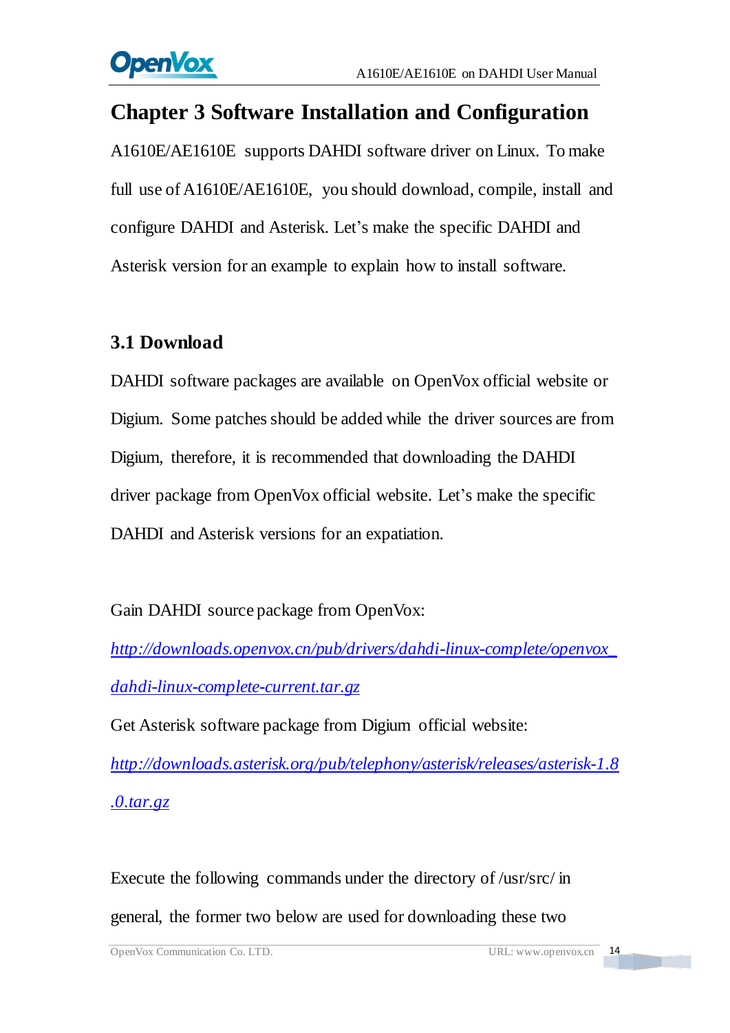# Chapter 3 Software Installation and Configuration

A1610E/AE1610E supports DAHDI software driver on Linux. To make full use of A1610E/AE1610E, you should download, compile, install and configure DAHDI and Asterisk. Let's make the specific DAHDI and Asterisk version for an example to explain how to install software.

## 3.1 Download

DAHDI software packages are available on OpenVox official website or Digium. Some patches should be added while the driver sources are from Digium, therefore, it is recommended that downloading the DAHDI driver package from OpenVox official website. Let's make the specific DAHDI and Asterisk versions for an expatiation.

Gain DAHDI source package from OpenVox:

*http://downloads.openvox.cn/pub/drivers/dahdi-linux-complete/openvox_dahdi-linux-complete-current.tar.gz*

Get Asterisk software package from Digium official website:

*http://downloads.asterisk.org/pub/telephony/asterisk/releases/asterisk-1.8.0.tar.gz*

Execute the following commands under the directory of /usr/src/ in general, the former two below are used for downloading these two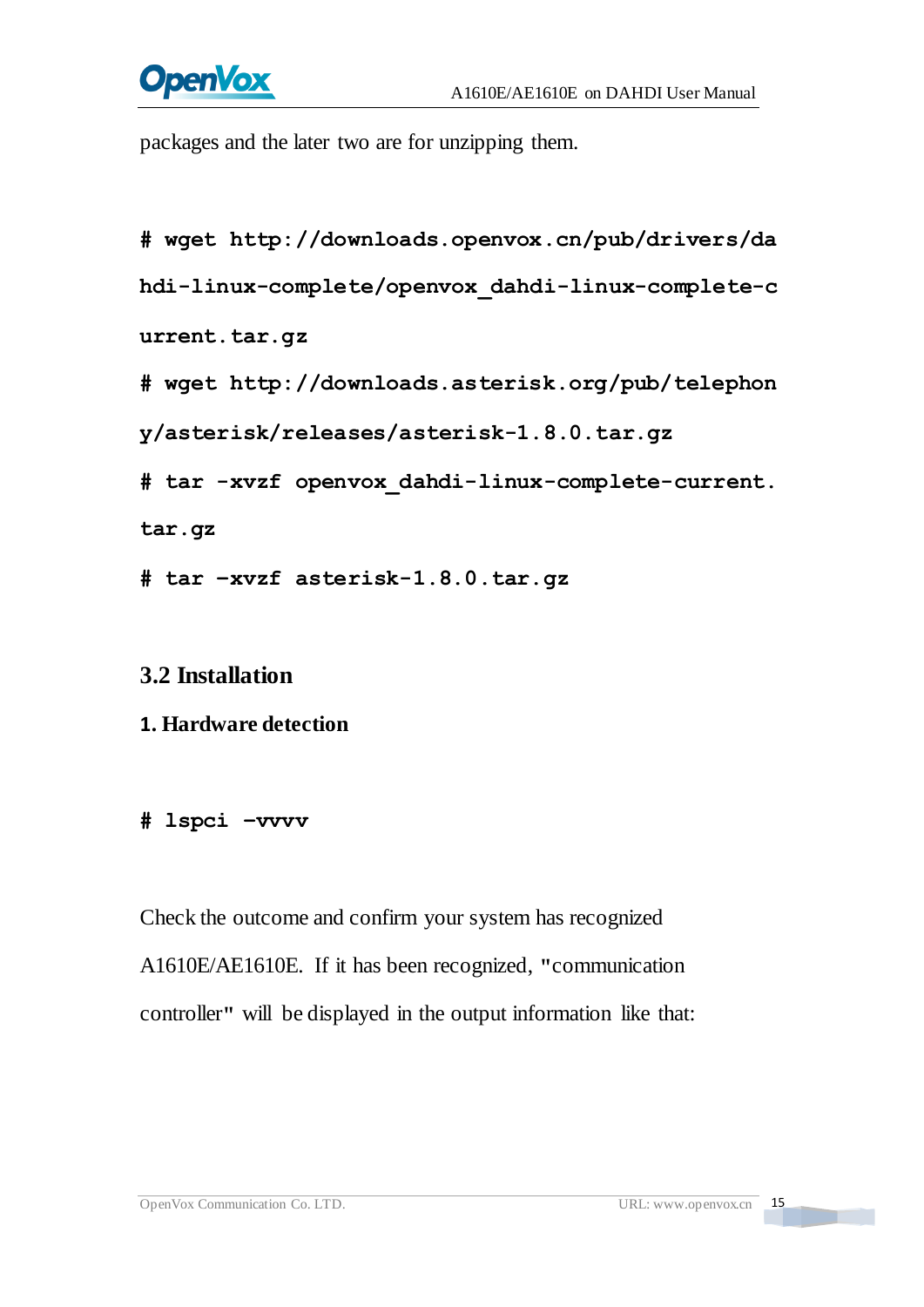packages and the later two are for unzipping them.

```
# wget http://downloads.openvox.cn/pub/drivers/dahdi-linux-complete/openvox_dahdi-linux-complete-current.tar.gz
# wget http://downloads.asterisk.org/pub/telephony/asterisk/releases/asterisk-1.8.0.tar.gz
# tar -xvzf openvox_dahdi-linux-complete-current.tar.gz
# tar –xvzf asterisk-1.8.0.tar.gz
```

## 3.2 Installation

### 1. Hardware detection

```
# lspci –vvvv
```

Check the outcome and confirm your system has recognized A1610E/AE1610E. If it has been recognized, "communication controller" will be displayed in the output information like that: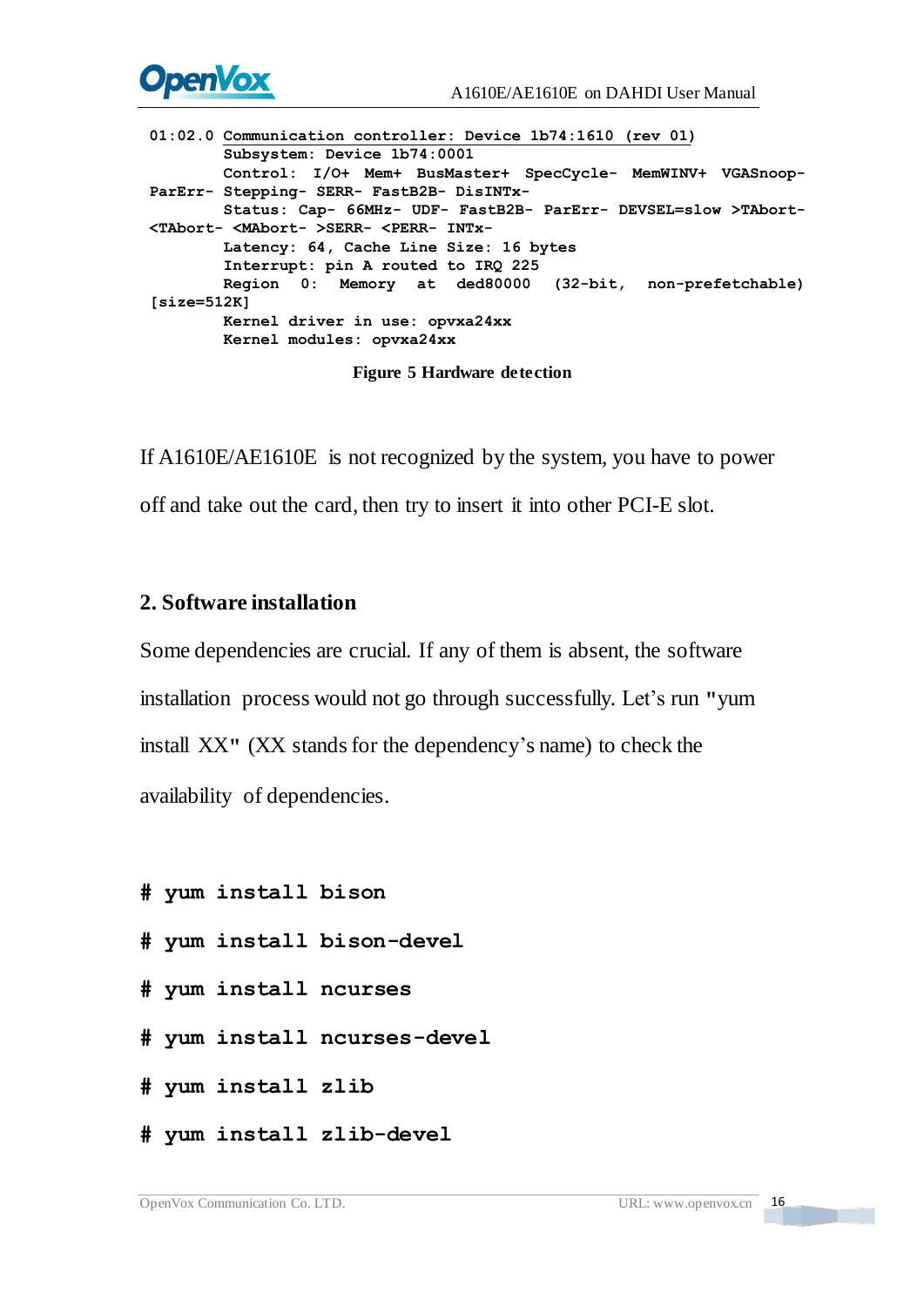```
01:02.0 Communication controller: Device 1b74:1610 (rev 01)
        Subsystem: Device 1b74:0001
        Control: I/O+ Mem+ BusMaster+ SpecCycle- MemWINV+ VGASnoop-
ParErr- Stepping- SERR- FastB2B- DisINTx-
        Status: Cap- 66MHz- UDF- FastB2B- ParErr- DEVSEL=slow >TAbort-
<TAbort- <MAbort- >SERR- <PERR- INTx-
        Latency: 64, Cache Line Size: 16 bytes
        Interrupt: pin A routed to IRQ 225
        Region 0: Memory at ded80000 (32-bit, non-prefetchable)
[size=512K]
        Kernel driver in use: opvxa24xx
        Kernel modules: opvxa24xx
```

**Figure 5 Hardware detection**

If A1610E/AE1610E is not recognized by the system, you have to power off and take out the card, then try to insert it into other PCI-E slot.

## 2. Software installation

Some dependencies are crucial. If any of them is absent, the software installation process would not go through successfully. Let's run "yum install XX" (XX stands for the dependency's name) to check the availability of dependencies.

```
# yum install bison
# yum install bison-devel
# yum install ncurses
# yum install ncurses-devel
# yum install zlib
# yum install zlib-devel
```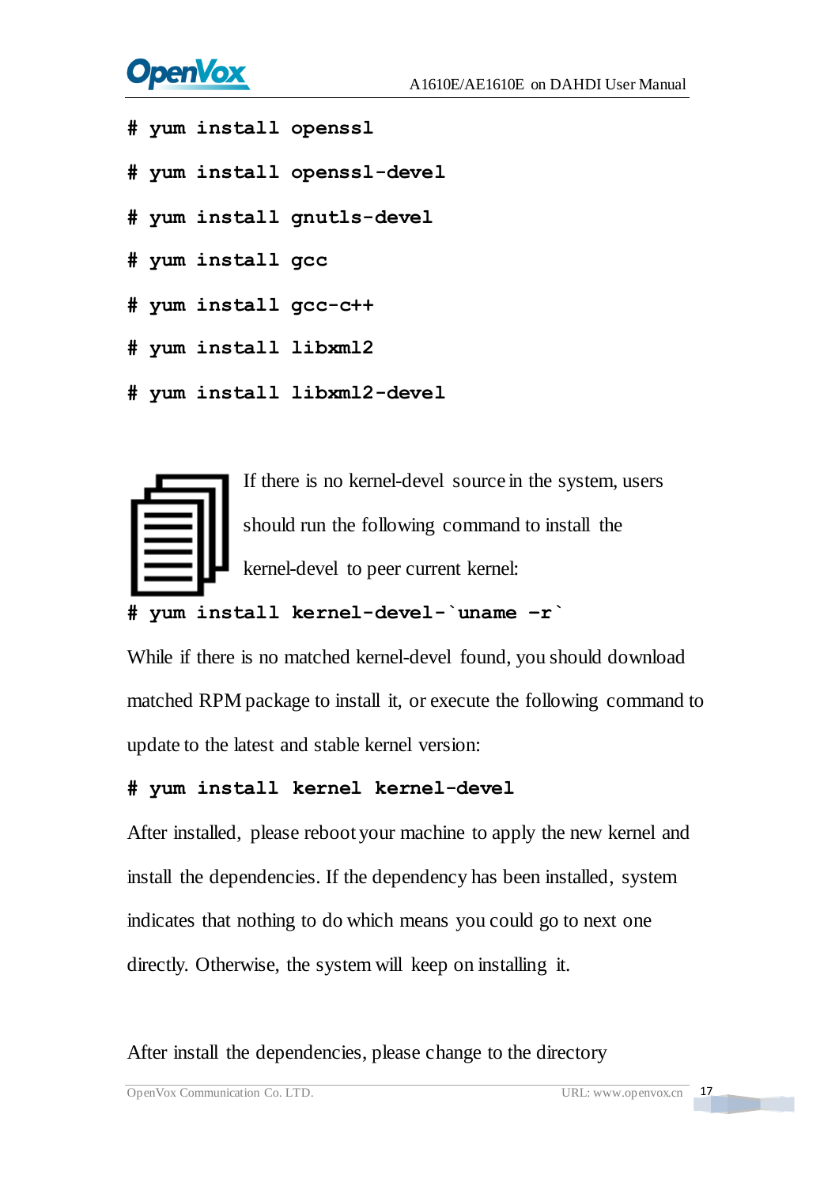```
# yum install openssl
# yum install openssl-devel
# yum install gnutls-devel
# yum install gcc
# yum install gcc-c++
# yum install libxml2
# yum install libxml2-devel
```

If there is no kernel-devel source in the system, users should run the following command to install the kernel-devel to peer current kernel:

```
# yum install kernel-devel-`uname -r`
```

While if there is no matched kernel-devel found, you should download matched RPM package to install it, or execute the following command to update to the latest and stable kernel version:

```
# yum install kernel kernel-devel
```

After installed, please reboot your machine to apply the new kernel and install the dependencies. If the dependency has been installed, system indicates that nothing to do which means you could go to next one directly. Otherwise, the system will keep on installing it.

After install the dependencies, please change to the directory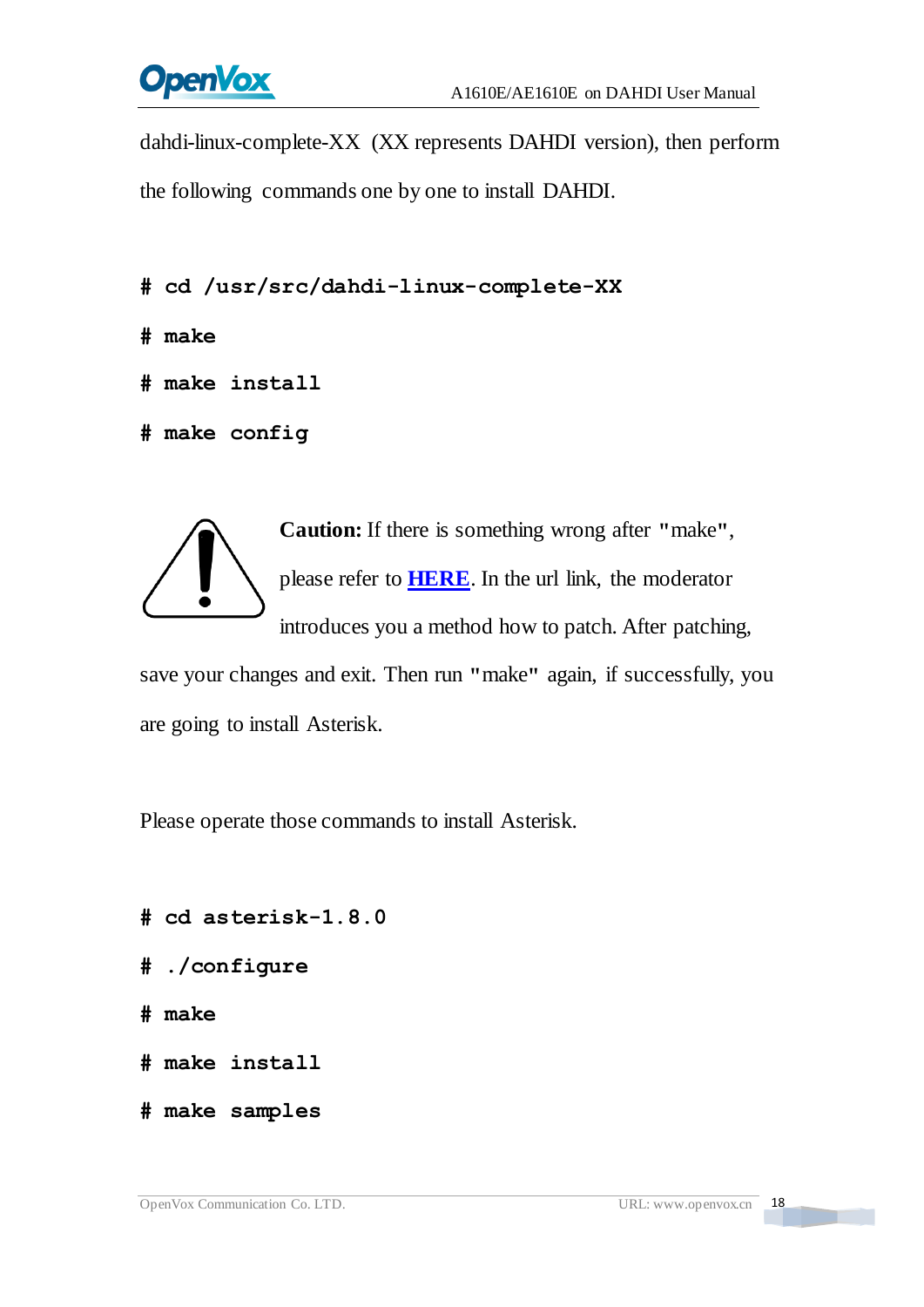dahdi-linux-complete-XX (XX represents DAHDI version), then perform the following commands one by one to install DAHDI.

```
# cd /usr/src/dahdi-linux-complete-XX
# make
# make install
# make config
```

**Caution:** If there is something wrong after "make", please refer to **HERE**. In the url link, the moderator introduces you a method how to patch. After patching, save your changes and exit. Then run "make" again, if successfully, you are going to install Asterisk.

Please operate those commands to install Asterisk.

```
# cd asterisk-1.8.0
# ./configure
# make
# make install
# make samples
```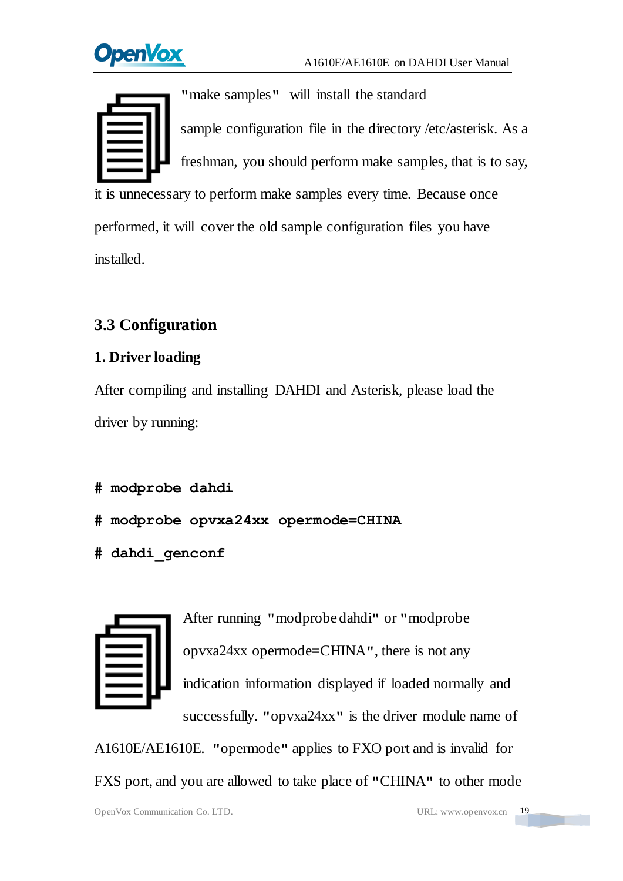"make samples" will install the standard sample configuration file in the directory /etc/asterisk. As a freshman, you should perform make samples, that is to say, it is unnecessary to perform make samples every time. Because once performed, it will cover the old sample configuration files you have installed.

## 3.3 Configuration

### 1. Driver loading

After compiling and installing DAHDI and Asterisk, please load the driver by running:

```
# modprobe dahdi
# modprobe opvxa24xx opermode=CHINA
# dahdi_genconf
```

After running "modprobe dahdi" or "modprobe opvxa24xx opermode=CHINA", there is not any indication information displayed if loaded normally and successfully. "opvxa24xx" is the driver module name of A1610E/AE1610E. "opermode" applies to FXO port and is invalid for FXS port, and you are allowed to take place of "CHINA" to other mode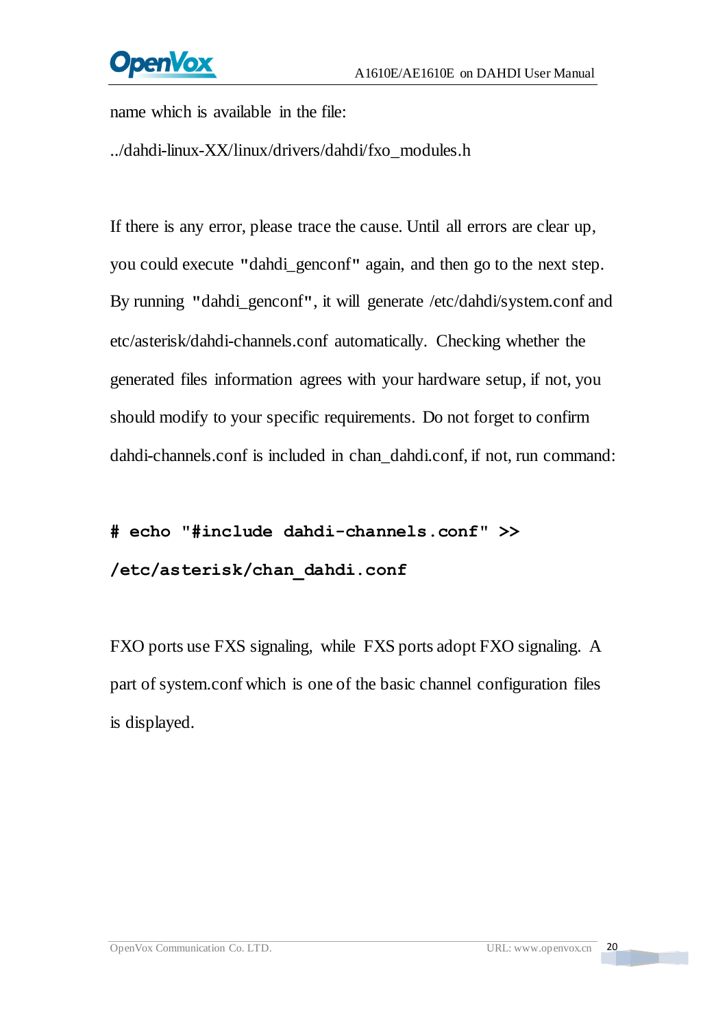name which is available in the file:

../dahdi-linux-XX/linux/drivers/dahdi/fxo_modules.h

If there is any error, please trace the cause. Until all errors are clear up, you could execute "dahdi_genconf" again, and then go to the next step. By running "dahdi_genconf", it will generate /etc/dahdi/system.conf and etc/asterisk/dahdi-channels.conf automatically. Checking whether the generated files information agrees with your hardware setup, if not, you should modify to your specific requirements. Do not forget to confirm dahdi-channels.conf is included in chan_dahdi.conf, if not, run command:

```
# echo "#include dahdi-channels.conf" >>
/etc/asterisk/chan_dahdi.conf
```

FXO ports use FXS signaling, while FXS ports adopt FXO signaling. A part of system.conf which is one of the basic channel configuration files is displayed.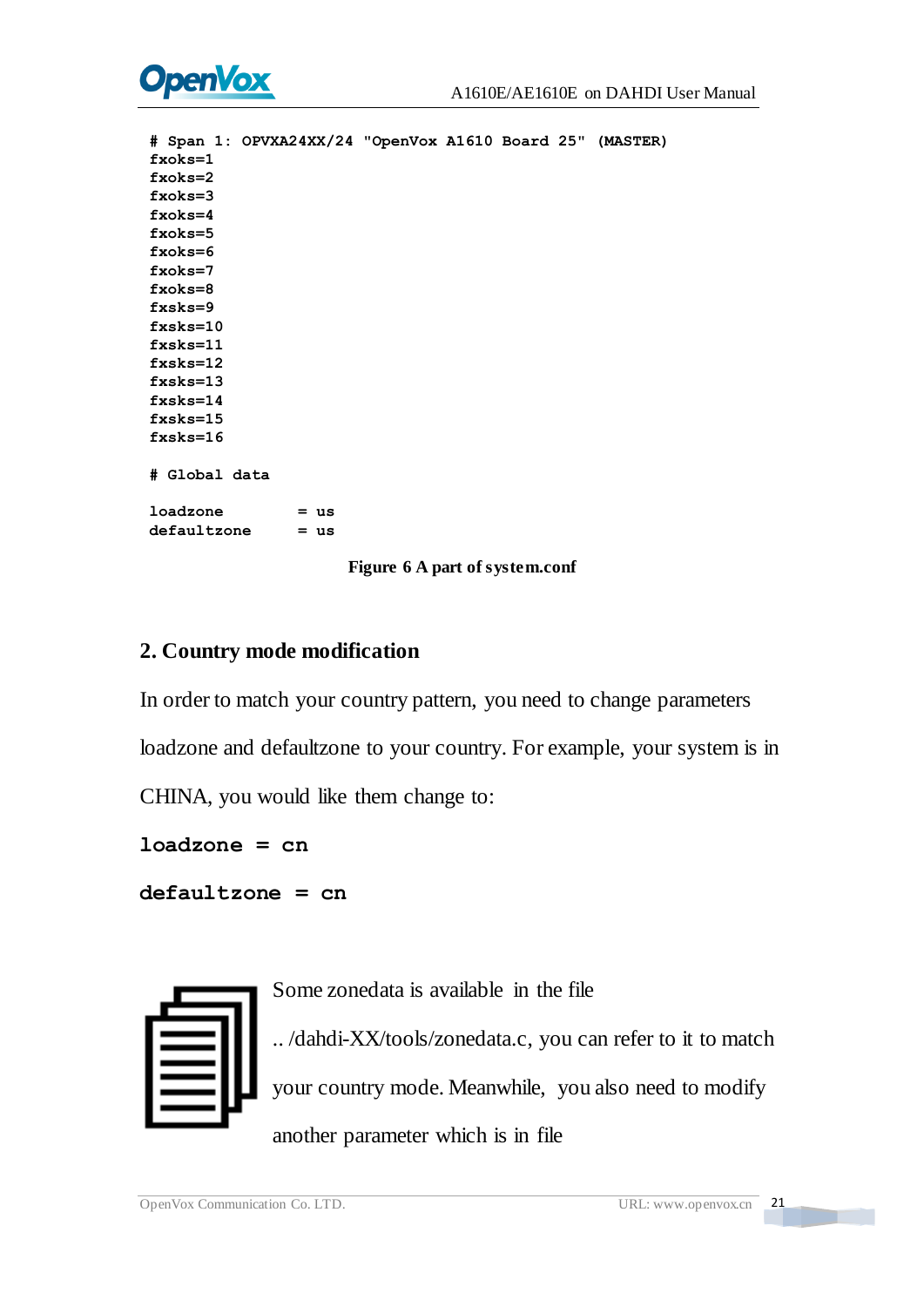```
# Span 1: OPVXA24XX/24 "OpenVox A1610 Board 25" (MASTER)
fxoks=1
fxoks=2
fxoks=3
fxoks=4
fxoks=5
fxoks=6
fxoks=7
fxoks=8
fxsks=9
fxsks=10
fxsks=11
fxsks=12
fxsks=13
fxsks=14
fxsks=15
fxsks=16

# Global data

loadzone        = us
defaultzone     = us
```

**Figure 6 A part of system.conf**

## 2. Country mode modification

In order to match your country pattern, you need to change parameters loadzone and defaultzone to your country. For example, your system is in CHINA, you would like them change to:

```
loadzone = cn
defaultzone = cn
```

Some zonedata is available in the file .. /dahdi-XX/tools/zonedata.c, you can refer to it to match your country mode. Meanwhile, you also need to modify another parameter which is in file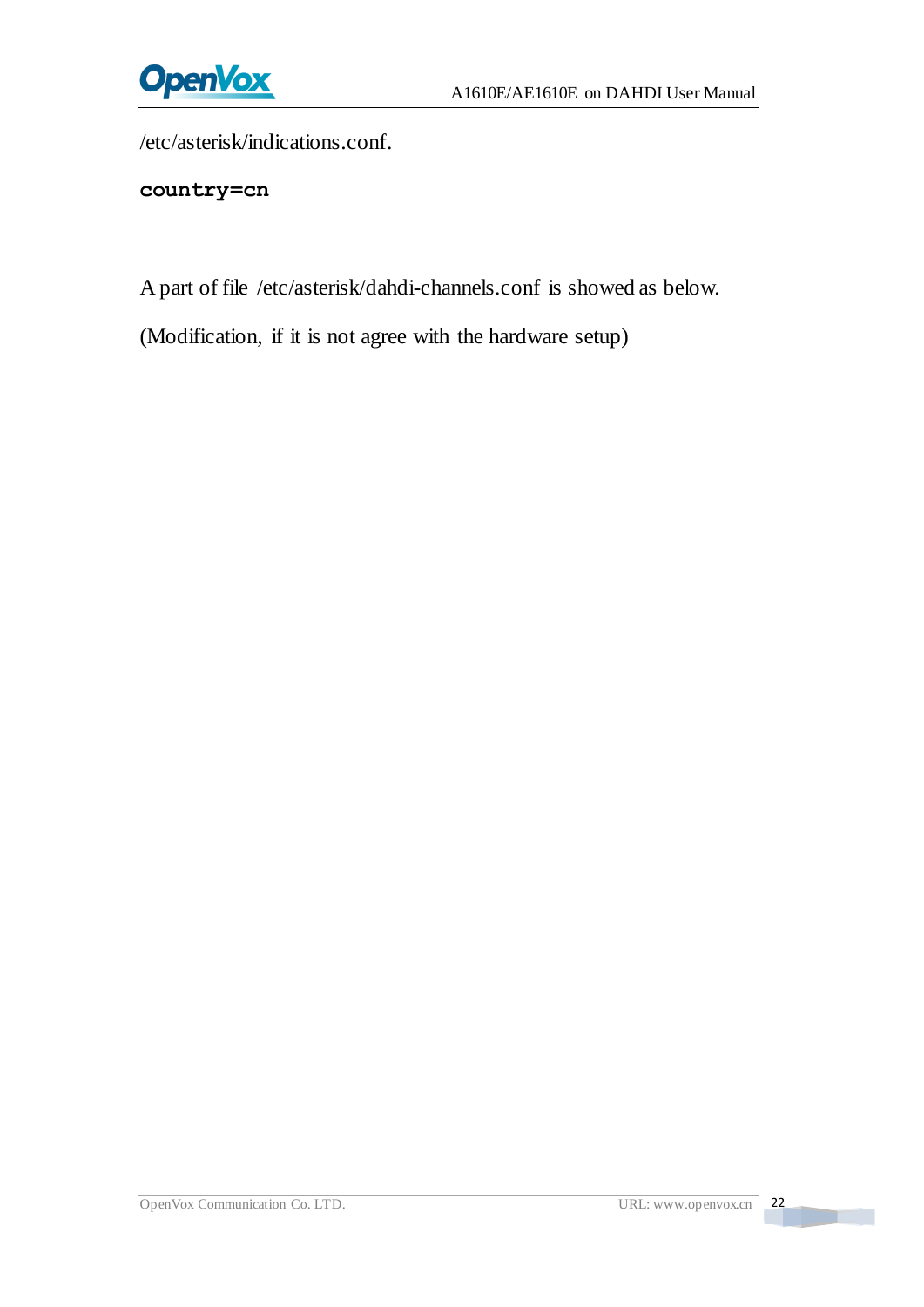/etc/asterisk/indications.conf.

```
country=cn
```

A part of file /etc/asterisk/dahdi-channels.conf is showed as below.

(Modification, if it is not agree with the hardware setup)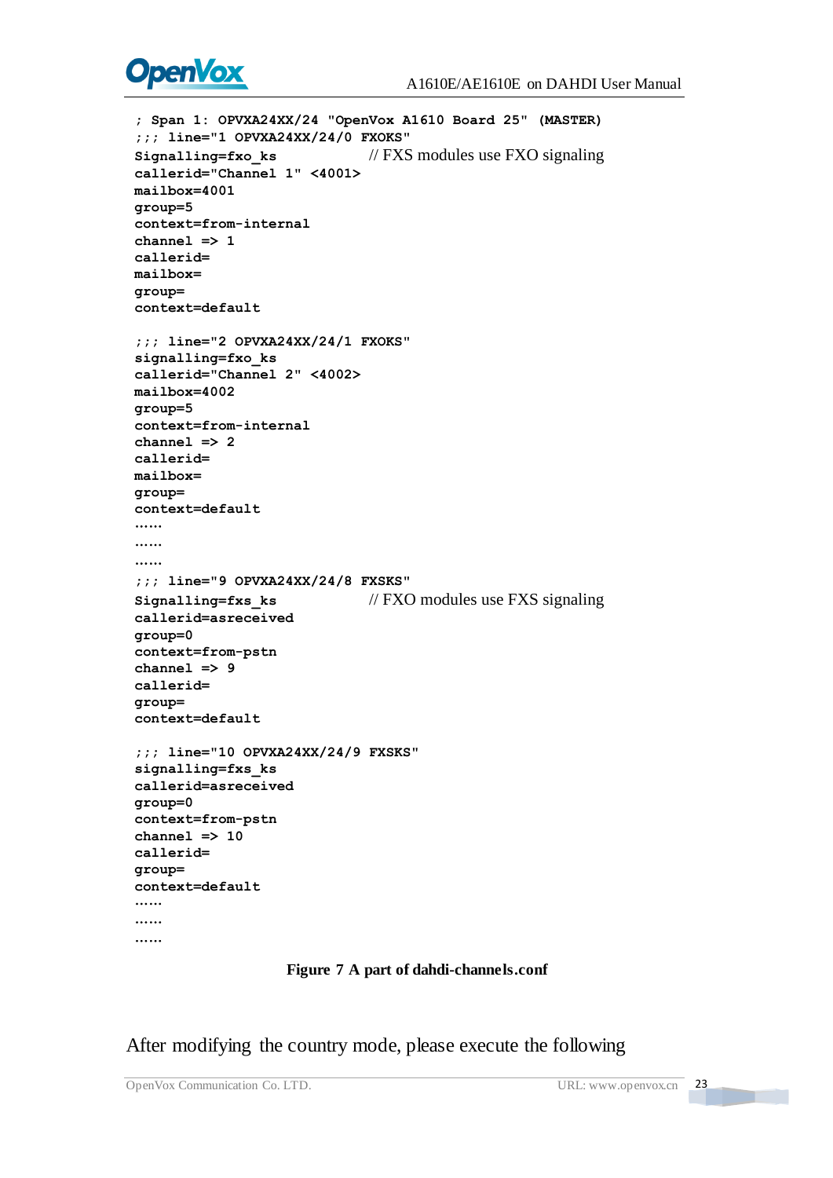```
; Span 1: OPVXA24XX/24 "OpenVox A1610 Board 25" (MASTER)
;;; line="1 OPVXA24XX/24/0 FXOKS"
Signalling=fxo_ks            // FXS modules use FXO signaling
callerid="Channel 1" <4001>
mailbox=4001
group=5
context=from-internal
channel => 1
callerid=
mailbox=
group=
context=default

;;; line="2 OPVXA24XX/24/1 FXOKS"
signalling=fxo_ks
callerid="Channel 2" <4002>
mailbox=4002
group=5
context=from-internal
channel => 2
callerid=
mailbox=
group=
context=default
......
......
......
;;; line="9 OPVXA24XX/24/8 FXSKS"
Signalling=fxs_ks            // FXO modules use FXS signaling
callerid=asreceived
group=0
context=from-pstn
channel => 9
callerid=
group=
context=default

;;; line="10 OPVXA24XX/24/9 FXSKS"
signalling=fxs_ks
callerid=asreceived
group=0
context=from-pstn
channel => 10
callerid=
group=
context=default
......
......
......
```

**Figure 7 A part of dahdi-channels.conf**

After modifying the country mode, please execute the following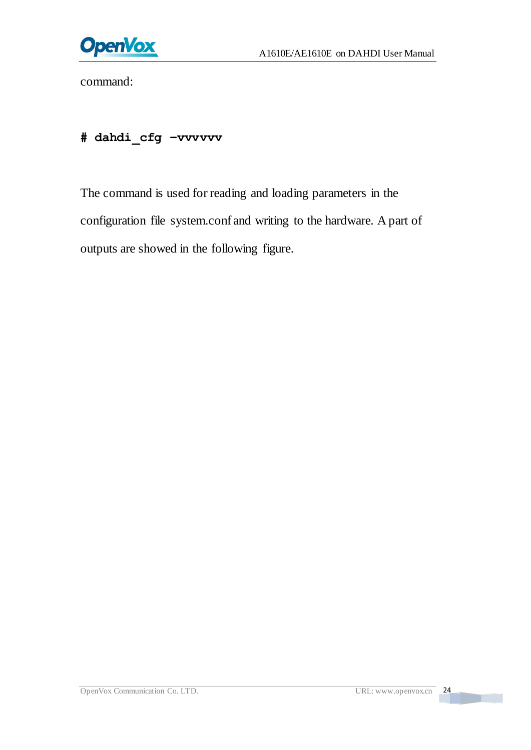command:

```
# dahdi_cfg –vvvvvv
```

The command is used for reading and loading parameters in the configuration file system.conf and writing to the hardware. A part of outputs are showed in the following figure.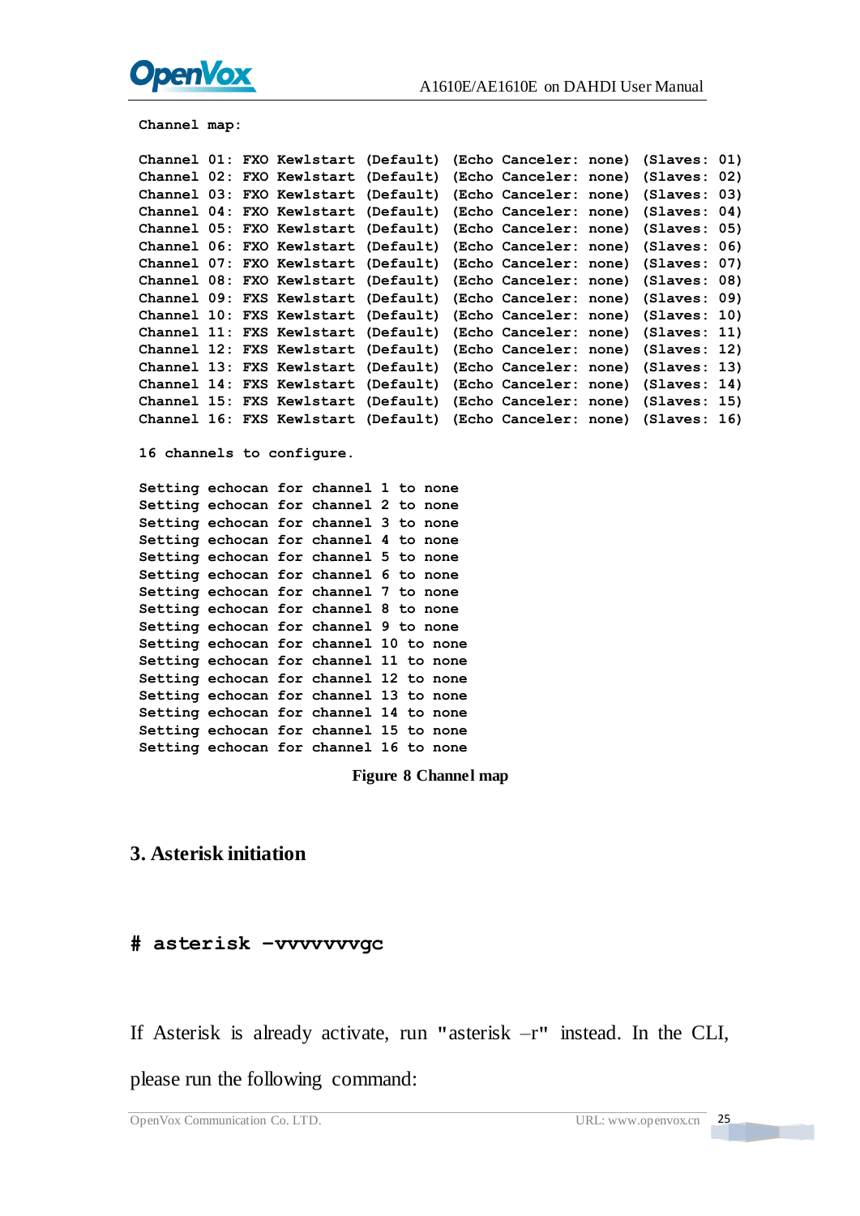```
Channel map:

Channel 01: FXO Kewlstart (Default) (Echo Canceler: none) (Slaves: 01)
Channel 02: FXO Kewlstart (Default) (Echo Canceler: none) (Slaves: 02)
Channel 03: FXO Kewlstart (Default) (Echo Canceler: none) (Slaves: 03)
Channel 04: FXO Kewlstart (Default) (Echo Canceler: none) (Slaves: 04)
Channel 05: FXO Kewlstart (Default) (Echo Canceler: none) (Slaves: 05)
Channel 06: FXO Kewlstart (Default) (Echo Canceler: none) (Slaves: 06)
Channel 07: FXO Kewlstart (Default) (Echo Canceler: none) (Slaves: 07)
Channel 08: FXO Kewlstart (Default) (Echo Canceler: none) (Slaves: 08)
Channel 09: FXS Kewlstart (Default) (Echo Canceler: none) (Slaves: 09)
Channel 10: FXS Kewlstart (Default) (Echo Canceler: none) (Slaves: 10)
Channel 11: FXS Kewlstart (Default) (Echo Canceler: none) (Slaves: 11)
Channel 12: FXS Kewlstart (Default) (Echo Canceler: none) (Slaves: 12)
Channel 13: FXS Kewlstart (Default) (Echo Canceler: none) (Slaves: 13)
Channel 14: FXS Kewlstart (Default) (Echo Canceler: none) (Slaves: 14)
Channel 15: FXS Kewlstart (Default) (Echo Canceler: none) (Slaves: 15)
Channel 16: FXS Kewlstart (Default) (Echo Canceler: none) (Slaves: 16)

16 channels to configure.

Setting echocan for channel 1 to none
Setting echocan for channel 2 to none
Setting echocan for channel 3 to none
Setting echocan for channel 4 to none
Setting echocan for channel 5 to none
Setting echocan for channel 6 to none
Setting echocan for channel 7 to none
Setting echocan for channel 8 to none
Setting echocan for channel 9 to none
Setting echocan for channel 10 to none
Setting echocan for channel 11 to none
Setting echocan for channel 12 to none
Setting echocan for channel 13 to none
Setting echocan for channel 14 to none
Setting echocan for channel 15 to none
Setting echocan for channel 16 to none
```

**Figure 8 Channel map**

## 3. Asterisk initiation

```
# asterisk –vvvvvvvgc
```

If Asterisk is already activate, run "asterisk –r" instead. In the CLI, please run the following command: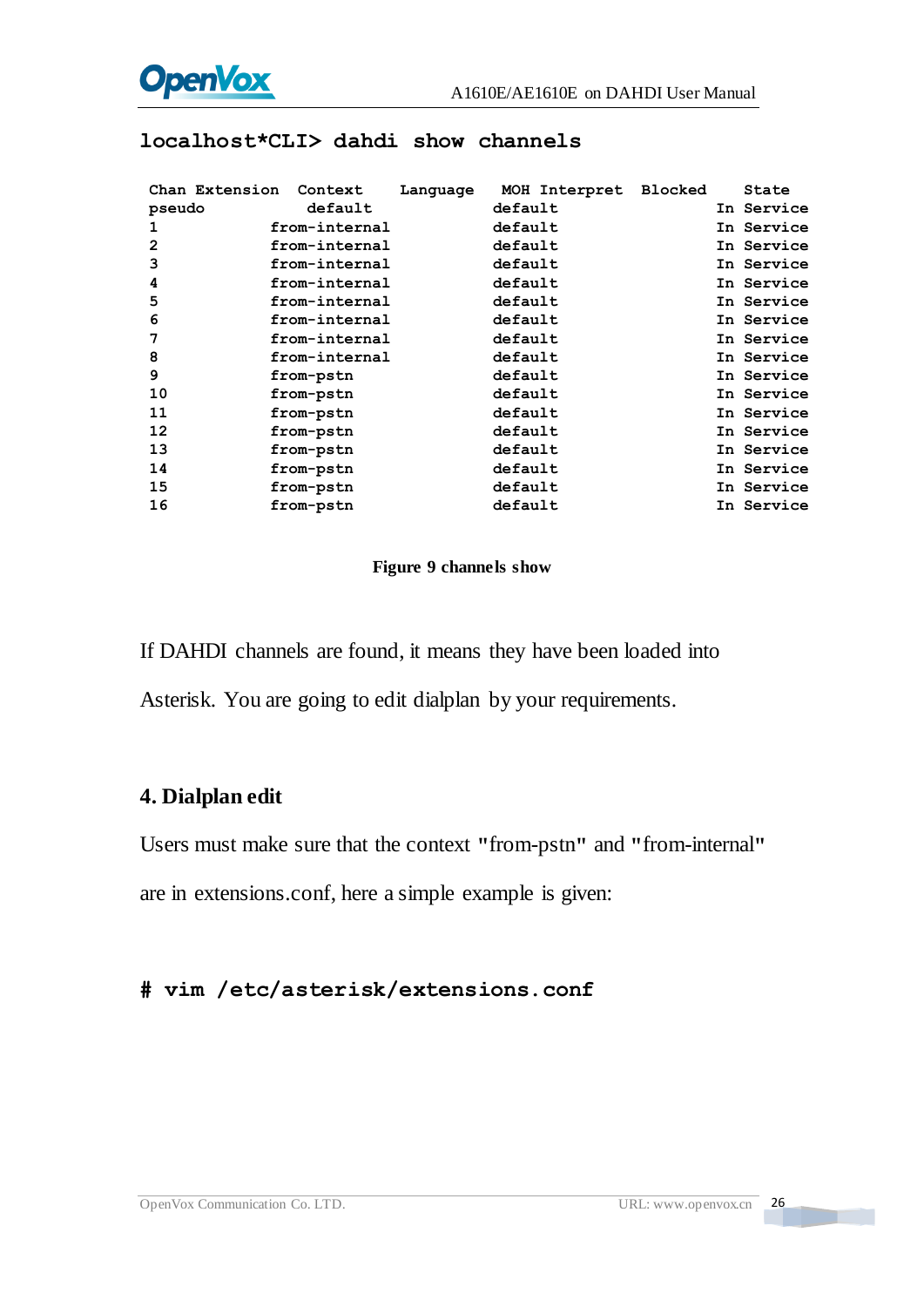**localhost*CLI> dahdi show channels**

```
 Chan Extension  Context     Language   MOH Interpret  Blocked     State
 pseudo            default              default                 In Service
 1             from-internal            default                 In Service
 2             from-internal            default                 In Service
 3             from-internal            default                 In Service
 4             from-internal            default                 In Service
 5             from-internal            default                 In Service
 6             from-internal            default                 In Service
 7             from-internal            default                 In Service
 8             from-internal            default                 In Service
 9             from-pstn                default                 In Service
 10            from-pstn                default                 In Service
 11            from-pstn                default                 In Service
 12            from-pstn                default                 In Service
 13            from-pstn                default                 In Service
 14            from-pstn                default                 In Service
 15            from-pstn                default                 In Service
 16            from-pstn                default                 In Service
```

**Figure 9 channels show**

If DAHDI channels are found, it means they have been loaded into Asterisk. You are going to edit dialplan by your requirements.

## 4. Dialplan edit

Users must make sure that the context "from-pstn" and "from-internal" are in extensions.conf, here a simple example is given:

**# vim /etc/asterisk/extensions.conf**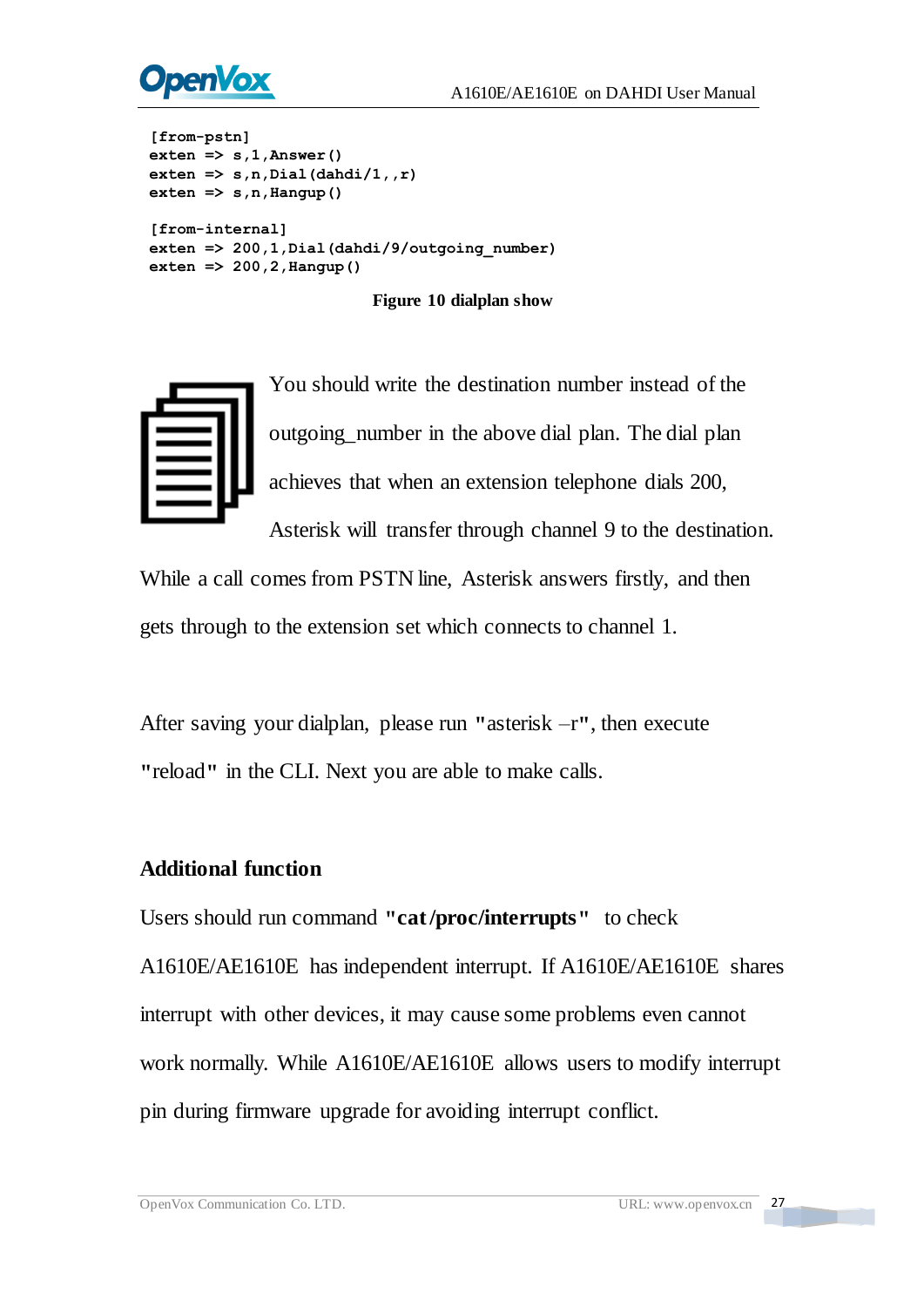```
[from-pstn]
exten => s,1,Answer()
exten => s,n,Dial(dahdi/1,,r)
exten => s,n,Hangup()

[from-internal]
exten => 200,1,Dial(dahdi/9/outgoing_number)
exten => 200,2,Hangup()
```

**Figure 10 dialplan show**

You should write the destination number instead of the outgoing_number in the above dial plan. The dial plan achieves that when an extension telephone dials 200, Asterisk will transfer through channel 9 to the destination. While a call comes from PSTN line, Asterisk answers firstly, and then gets through to the extension set which connects to channel 1.

After saving your dialplan, please run **"**asterisk –r**"**, then execute **"**reload**"** in the CLI. Next you are able to make calls.

## Additional function

Users should run command **"cat /proc/interrupts"** to check A1610E/AE1610E has independent interrupt. If A1610E/AE1610E shares interrupt with other devices, it may cause some problems even cannot work normally. While A1610E/AE1610E allows users to modify interrupt pin during firmware upgrade for avoiding interrupt conflict.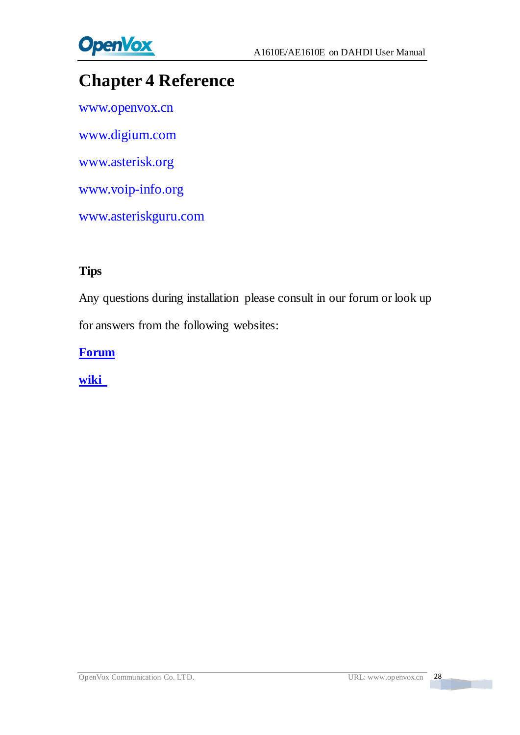# Chapter 4 Reference

www.openvox.cn

www.digium.com

www.asterisk.org

www.voip-info.org

www.asteriskguru.com

**Tips**

Any questions during installation please consult in our forum or look up for answers from the following websites:

**Forum**

**wiki**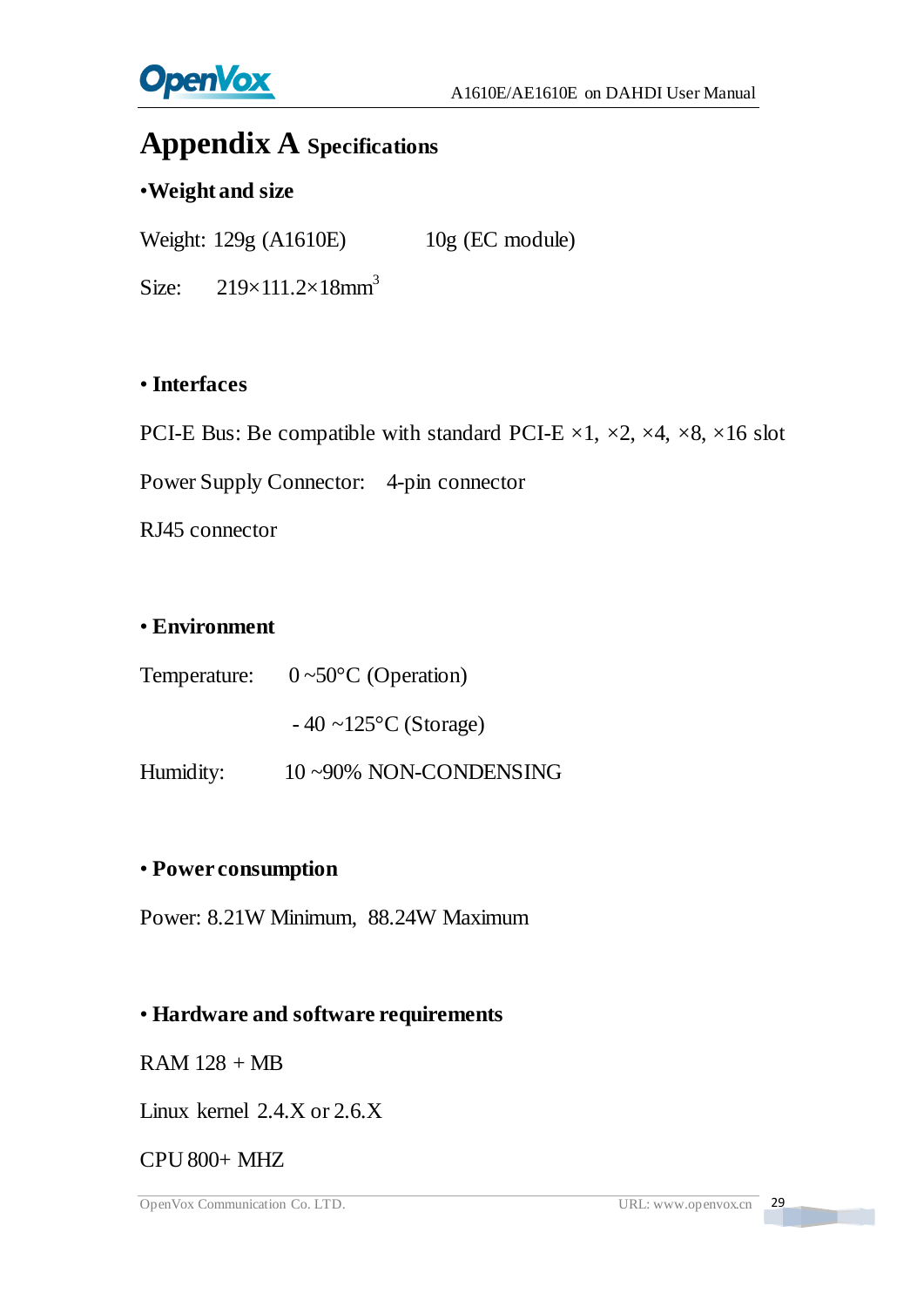# Appendix A Specifications

**•Weight and size**

Weight: 129g (A1610E)   10g (EC module)

Size: $219\times111.2\times18mm^3$

**• Interfaces**

PCI-E Bus: Be compatible with standard PCI-E ×1, ×2, ×4, ×8, ×16 slot

Power Supply Connector: 4-pin connector

RJ45 connector

**• Environment**

Temperature: 0 ~50°C (Operation)

- 40 ~125°C (Storage)

Humidity: 10 ~90% NON-CONDENSING

**• Power consumption**

Power: 8.21W Minimum, 88.24W Maximum

**• Hardware and software requirements**

RAM 128 + MB

Linux kernel 2.4.X or 2.6.X

CPU 800+ MHZ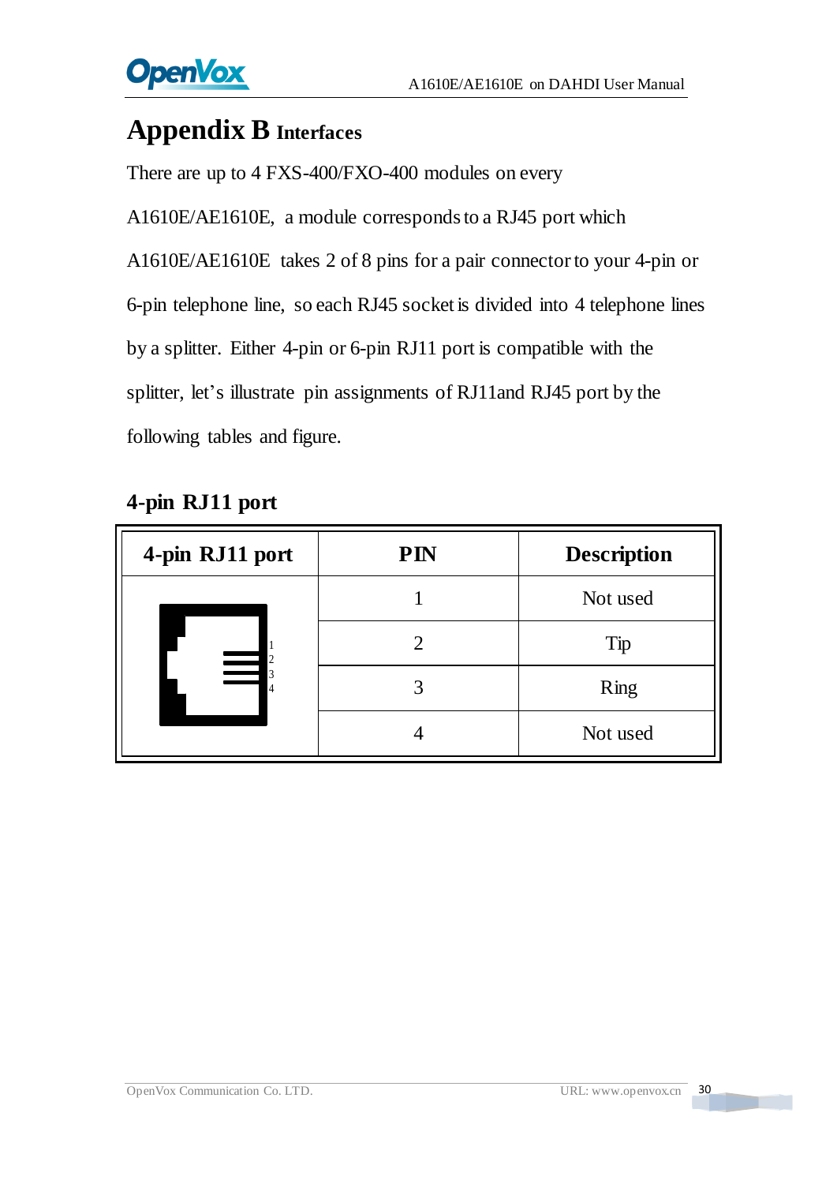# Appendix B Interfaces

There are up to 4 FXS-400/FXO-400 modules on every A1610E/AE1610E, a module corresponds to a RJ45 port which A1610E/AE1610E takes 2 of 8 pins for a pair connector to your 4-pin or 6-pin telephone line, so each RJ45 socket is divided into 4 telephone lines by a splitter. Either 4-pin or 6-pin RJ11 port is compatible with the splitter, let's illustrate pin assignments of RJ11and RJ45 port by the following tables and figure.

## 4-pin RJ11 port

| 4-pin RJ11 port | PIN | Description |
|---|---|---|
| 1 2 3 4 | 1 | Not used |
| | 2 | Tip |
| | 3 | Ring |
| | 4 | Not used |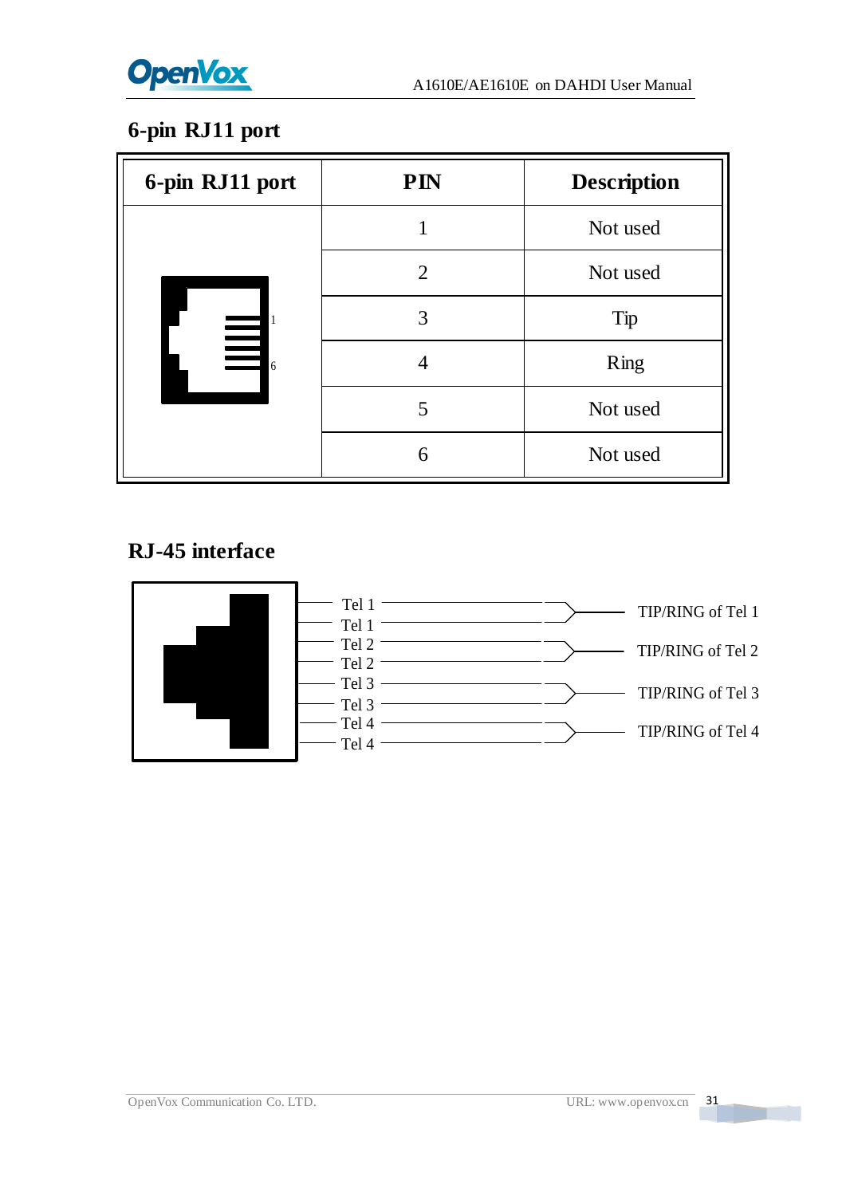## 6-pin RJ11 port

| 6-pin RJ11 port | PIN | Description |
|---|---|---|
| | 1 | Not used |
| | 2 | Not used |
| | 3 | Tip |
| | 4 | Ring |
| | 5 | Not used |
| | 6 | Not used |

## RJ-45 interface

| Pin | Signal |
|---|---|
| Tel 1 | TIP/RING of Tel 1 |
| Tel 1 | TIP/RING of Tel 1 |
| Tel 2 | TIP/RING of Tel 2 |
| Tel 2 | TIP/RING of Tel 2 |
| Tel 3 | TIP/RING of Tel 3 |
| Tel 3 | TIP/RING of Tel 3 |
| Tel 4 | TIP/RING of Tel 4 |
| Tel 4 | TIP/RING of Tel 4 |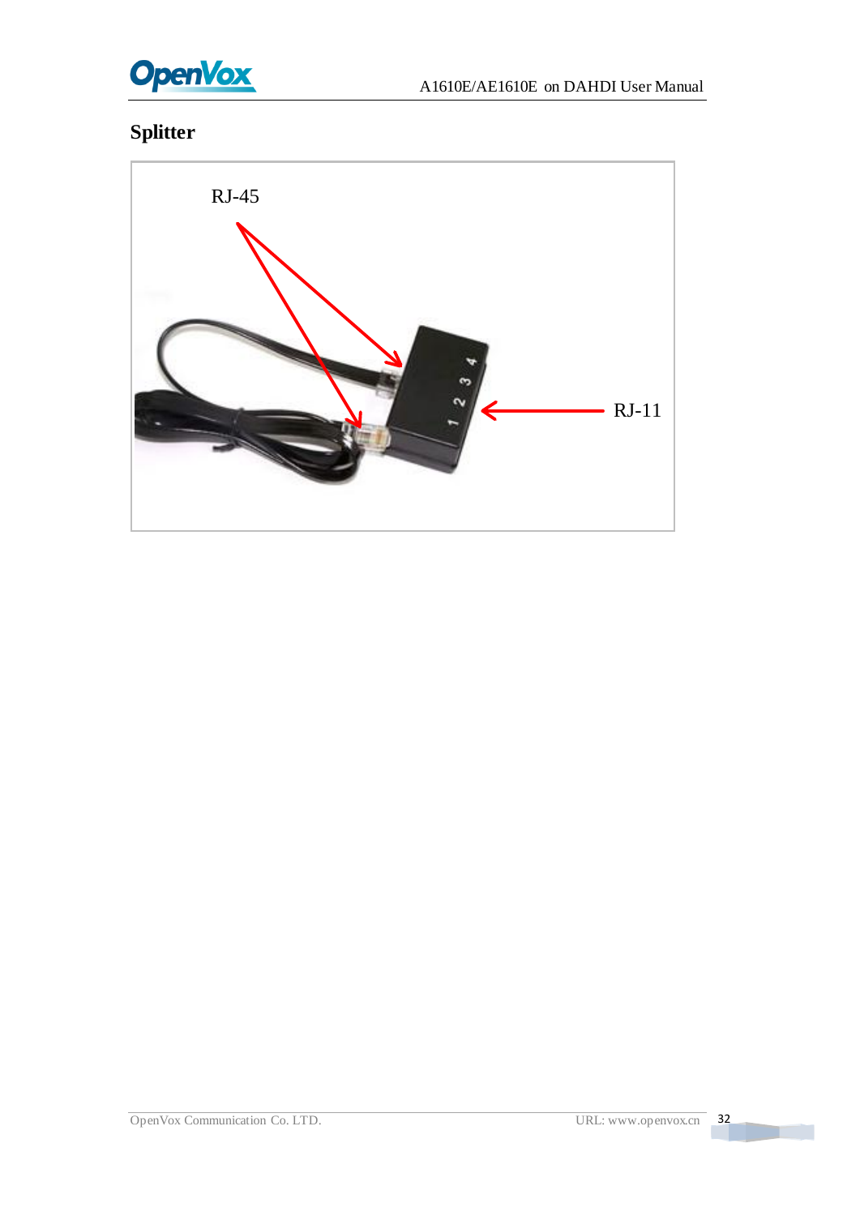## Splitter

RJ-45

RJ-11